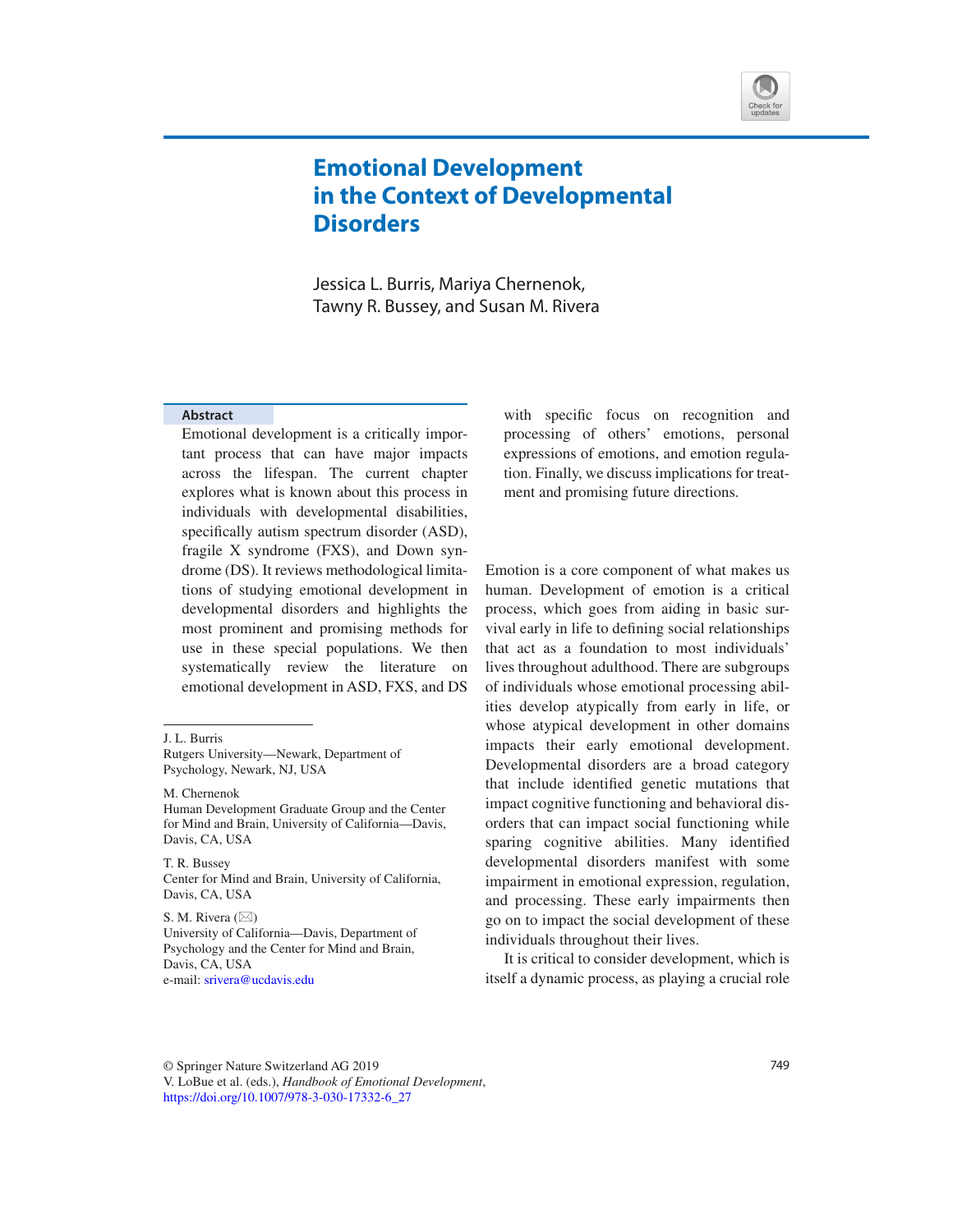# Emotional Development in the Context of Developmental Disorders

Jessica L. Burris, Mariya Chernenok, Tawny R. Bussey, and Susan M. Rivera

## Abstract

Emotional development is a critically important process that can have major impacts across the lifespan. The current chapter explores what is known about this process in individuals with developmental disabilities, specifically autism spectrum disorder (ASD), fragile X syndrome (FXS), and Down syndrome (DS). It reviews methodological limitations of studying emotional development in developmental disorders and highlights the most prominent and promising methods for use in these special populations. We then systematically review the literature on emotional development in ASD, FXS, and DS with specific focus on recognition and processing of others' emotions, personal expressions of emotions, and emotion regulation. Finally, we discuss implications for treatment and promising future directions.

J. L. Burris
Rutgers University—Newark, Department of Psychology, Newark, NJ, USA

M. Chernenok
Human Development Graduate Group and the Center for Mind and Brain, University of California—Davis, Davis, CA, USA

T. R. Bussey
Center for Mind and Brain, University of California, Davis, CA, USA

S. M. Rivera (✉)
University of California—Davis, Department of Psychology and the Center for Mind and Brain, Davis, CA, USA
e-mail: srivera@ucdavis.edu

Emotion is a core component of what makes us human. Development of emotion is a critical process, which goes from aiding in basic survival early in life to defining social relationships that act as a foundation to most individuals' lives throughout adulthood. There are subgroups of individuals whose emotional processing abilities develop atypically from early in life, or whose atypical development in other domains impacts their early emotional development. Developmental disorders are a broad category that include identified genetic mutations that impact cognitive functioning and behavioral disorders that can impact social functioning while sparing cognitive abilities. Many identified developmental disorders manifest with some impairment in emotional expression, regulation, and processing. These early impairments then go on to impact the social development of these individuals throughout their lives.

It is critical to consider development, which is itself a dynamic process, as playing a crucial role

© Springer Nature Switzerland AG 2019
V. LoBue et al. (eds.), *Handbook of Emotional Development*,
https://doi.org/10.1007/978-3-030-17332-6_27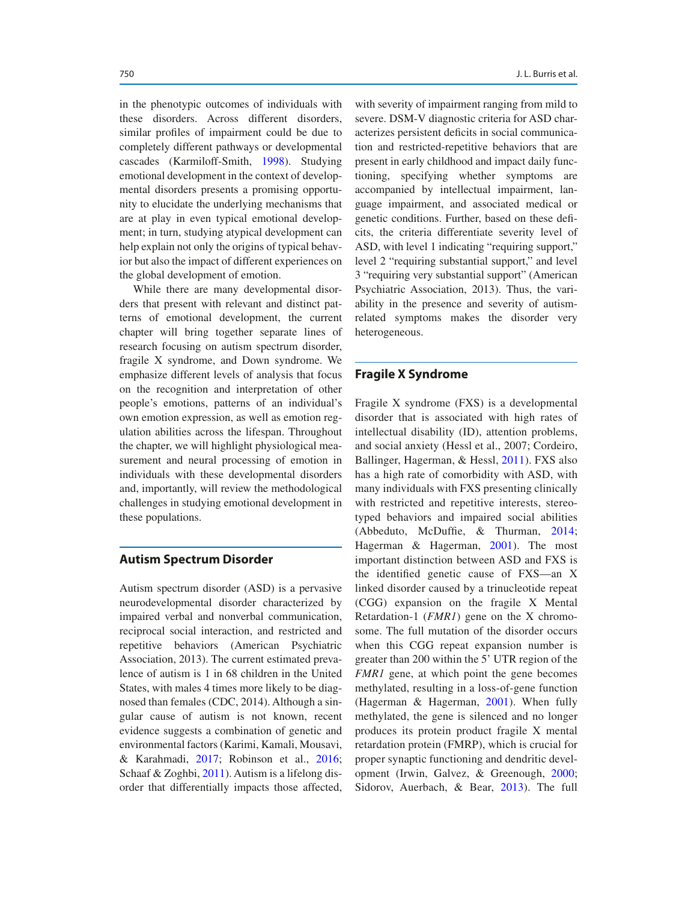in the phenotypic outcomes of individuals with these disorders. Across different disorders, similar profiles of impairment could be due to completely different pathways or developmental cascades (Karmiloff-Smith, 1998). Studying emotional development in the context of developmental disorders presents a promising opportunity to elucidate the underlying mechanisms that are at play in even typical emotional development; in turn, studying atypical development can help explain not only the origins of typical behavior but also the impact of different experiences on the global development of emotion.

While there are many developmental disorders that present with relevant and distinct patterns of emotional development, the current chapter will bring together separate lines of research focusing on autism spectrum disorder, fragile X syndrome, and Down syndrome. We emphasize different levels of analysis that focus on the recognition and interpretation of other people's emotions, patterns of an individual's own emotion expression, as well as emotion regulation abilities across the lifespan. Throughout the chapter, we will highlight physiological measurement and neural processing of emotion in individuals with these developmental disorders and, importantly, will review the methodological challenges in studying emotional development in these populations.

## Autism Spectrum Disorder

Autism spectrum disorder (ASD) is a pervasive neurodevelopmental disorder characterized by impaired verbal and nonverbal communication, reciprocal social interaction, and restricted and repetitive behaviors (American Psychiatric Association, 2013). The current estimated prevalence of autism is 1 in 68 children in the United States, with males 4 times more likely to be diagnosed than females (CDC, 2014). Although a singular cause of autism is not known, recent evidence suggests a combination of genetic and environmental factors (Karimi, Kamali, Mousavi, & Karahmadi, 2017; Robinson et al., 2016; Schaaf & Zoghbi, 2011). Autism is a lifelong disorder that differentially impacts those affected, with severity of impairment ranging from mild to severe. DSM-V diagnostic criteria for ASD characterizes persistent deficits in social communication and restricted-repetitive behaviors that are present in early childhood and impact daily functioning, specifying whether symptoms are accompanied by intellectual impairment, language impairment, and associated medical or genetic conditions. Further, based on these deficits, the criteria differentiate severity level of ASD, with level 1 indicating "requiring support," level 2 "requiring substantial support," and level 3 "requiring very substantial support" (American Psychiatric Association, 2013). Thus, the variability in the presence and severity of autism-related symptoms makes the disorder very heterogeneous.

## Fragile X Syndrome

Fragile X syndrome (FXS) is a developmental disorder that is associated with high rates of intellectual disability (ID), attention problems, and social anxiety (Hessl et al., 2007; Cordeiro, Ballinger, Hagerman, & Hessl, 2011). FXS also has a high rate of comorbidity with ASD, with many individuals with FXS presenting clinically with restricted and repetitive interests, stereotyped behaviors and impaired social abilities (Abbeduto, McDuffie, & Thurman, 2014; Hagerman & Hagerman, 2001). The most important distinction between ASD and FXS is the identified genetic cause of FXS—an X linked disorder caused by a trinucleotide repeat (CGG) expansion on the fragile X Mental Retardation-1 (*FMR1*) gene on the X chromosome. The full mutation of the disorder occurs when this CGG repeat expansion number is greater than 200 within the 5' UTR region of the *FMR1* gene, at which point the gene becomes methylated, resulting in a loss-of-gene function (Hagerman & Hagerman, 2001). When fully methylated, the gene is silenced and no longer produces its protein product fragile X mental retardation protein (FMRP), which is crucial for proper synaptic functioning and dendritic development (Irwin, Galvez, & Greenough, 2000; Sidorov, Auerbach, & Bear, 2013). The full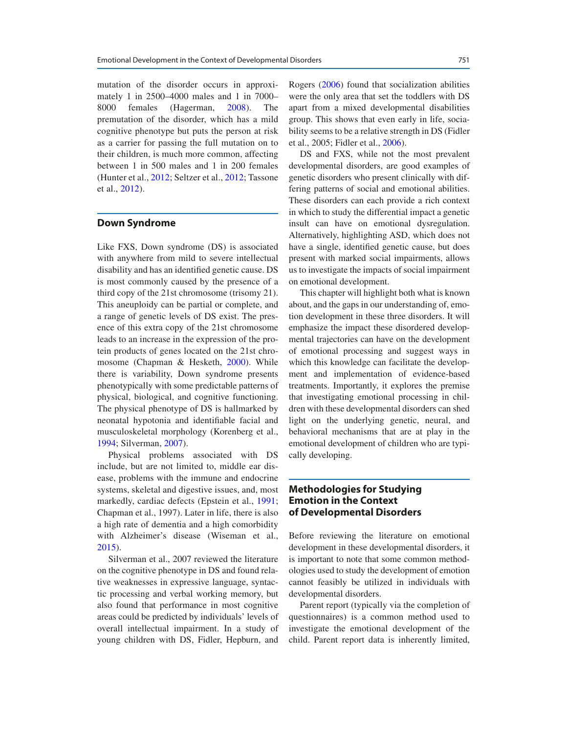mutation of the disorder occurs in approximately 1 in 2500–4000 males and 1 in 7000–8000 females (Hagerman, 2008). The premutation of the disorder, which has a mild cognitive phenotype but puts the person at risk as a carrier for passing the full mutation on to their children, is much more common, affecting between 1 in 500 males and 1 in 200 females (Hunter et al., 2012; Seltzer et al., 2012; Tassone et al., 2012).

## Down Syndrome

Like FXS, Down syndrome (DS) is associated with anywhere from mild to severe intellectual disability and has an identified genetic cause. DS is most commonly caused by the presence of a third copy of the 21st chromosome (trisomy 21). This aneuploidy can be partial or complete, and a range of genetic levels of DS exist. The presence of this extra copy of the 21st chromosome leads to an increase in the expression of the protein products of genes located on the 21st chromosome (Chapman & Hesketh, 2000). While there is variability, Down syndrome presents phenotypically with some predictable patterns of physical, biological, and cognitive functioning. The physical phenotype of DS is hallmarked by neonatal hypotonia and identifiable facial and musculoskeletal morphology (Korenberg et al., 1994; Silverman, 2007).

Physical problems associated with DS include, but are not limited to, middle ear disease, problems with the immune and endocrine systems, skeletal and digestive issues, and, most markedly, cardiac defects (Epstein et al., 1991; Chapman et al., 1997). Later in life, there is also a high rate of dementia and a high comorbidity with Alzheimer's disease (Wiseman et al., 2015).

Silverman et al., 2007 reviewed the literature on the cognitive phenotype in DS and found relative weaknesses in expressive language, syntactic processing and verbal working memory, but also found that performance in most cognitive areas could be predicted by individuals' levels of overall intellectual impairment. In a study of young children with DS, Fidler, Hepburn, and Rogers (2006) found that socialization abilities were the only area that set the toddlers with DS apart from a mixed developmental disabilities group. This shows that even early in life, sociability seems to be a relative strength in DS (Fidler et al., 2005; Fidler et al., 2006).

DS and FXS, while not the most prevalent developmental disorders, are good examples of genetic disorders who present clinically with differing patterns of social and emotional abilities. These disorders can each provide a rich context in which to study the differential impact a genetic insult can have on emotional dysregulation. Alternatively, highlighting ASD, which does not have a single, identified genetic cause, but does present with marked social impairments, allows us to investigate the impacts of social impairment on emotional development.

This chapter will highlight both what is known about, and the gaps in our understanding of, emotion development in these three disorders. It will emphasize the impact these disordered developmental trajectories can have on the development of emotional processing and suggest ways in which this knowledge can facilitate the development and implementation of evidence-based treatments. Importantly, it explores the premise that investigating emotional processing in children with these developmental disorders can shed light on the underlying genetic, neural, and behavioral mechanisms that are at play in the emotional development of children who are typically developing.

## Methodologies for Studying Emotion in the Context of Developmental Disorders

Before reviewing the literature on emotional development in these developmental disorders, it is important to note that some common methodologies used to study the development of emotion cannot feasibly be utilized in individuals with developmental disorders.

Parent report (typically via the completion of questionnaires) is a common method used to investigate the emotional development of the child. Parent report data is inherently limited,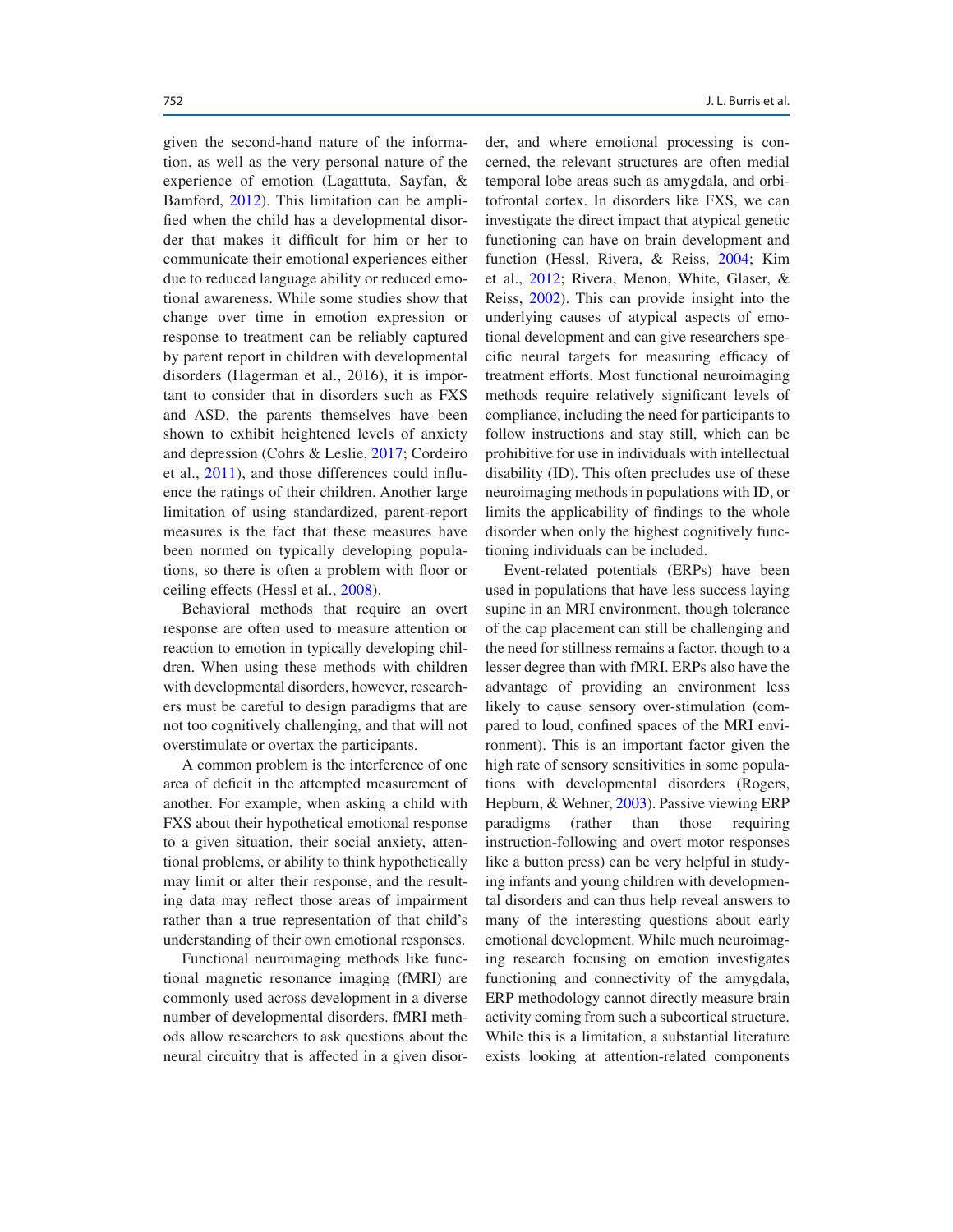given the second-hand nature of the information, as well as the very personal nature of the experience of emotion (Lagattuta, Sayfan, & Bamford, 2012). This limitation can be amplified when the child has a developmental disorder that makes it difficult for him or her to communicate their emotional experiences either due to reduced language ability or reduced emotional awareness. While some studies show that change over time in emotion expression or response to treatment can be reliably captured by parent report in children with developmental disorders (Hagerman et al., 2016), it is important to consider that in disorders such as FXS and ASD, the parents themselves have been shown to exhibit heightened levels of anxiety and depression (Cohrs & Leslie, 2017; Cordeiro et al., 2011), and those differences could influence the ratings of their children. Another large limitation of using standardized, parent-report measures is the fact that these measures have been normed on typically developing populations, so there is often a problem with floor or ceiling effects (Hessl et al., 2008).

Behavioral methods that require an overt response are often used to measure attention or reaction to emotion in typically developing children. When using these methods with children with developmental disorders, however, researchers must be careful to design paradigms that are not too cognitively challenging, and that will not overstimulate or overtax the participants.

A common problem is the interference of one area of deficit in the attempted measurement of another. For example, when asking a child with FXS about their hypothetical emotional response to a given situation, their social anxiety, attentional problems, or ability to think hypothetically may limit or alter their response, and the resulting data may reflect those areas of impairment rather than a true representation of that child's understanding of their own emotional responses.

Functional neuroimaging methods like functional magnetic resonance imaging (fMRI) are commonly used across development in a diverse number of developmental disorders. fMRI methods allow researchers to ask questions about the neural circuitry that is affected in a given disorder, and where emotional processing is concerned, the relevant structures are often medial temporal lobe areas such as amygdala, and orbitofrontal cortex. In disorders like FXS, we can investigate the direct impact that atypical genetic functioning can have on brain development and function (Hessl, Rivera, & Reiss, 2004; Kim et al., 2012; Rivera, Menon, White, Glaser, & Reiss, 2002). This can provide insight into the underlying causes of atypical aspects of emotional development and can give researchers specific neural targets for measuring efficacy of treatment efforts. Most functional neuroimaging methods require relatively significant levels of compliance, including the need for participants to follow instructions and stay still, which can be prohibitive for use in individuals with intellectual disability (ID). This often precludes use of these neuroimaging methods in populations with ID, or limits the applicability of findings to the whole disorder when only the highest cognitively functioning individuals can be included.

Event-related potentials (ERPs) have been used in populations that have less success laying supine in an MRI environment, though tolerance of the cap placement can still be challenging and the need for stillness remains a factor, though to a lesser degree than with fMRI. ERPs also have the advantage of providing an environment less likely to cause sensory over-stimulation (compared to loud, confined spaces of the MRI environment). This is an important factor given the high rate of sensory sensitivities in some populations with developmental disorders (Rogers, Hepburn, & Wehner, 2003). Passive viewing ERP paradigms (rather than those requiring instruction-following and overt motor responses like a button press) can be very helpful in studying infants and young children with developmental disorders and can thus help reveal answers to many of the interesting questions about early emotional development. While much neuroimaging research focusing on emotion investigates functioning and connectivity of the amygdala, ERP methodology cannot directly measure brain activity coming from such a subcortical structure. While this is a limitation, a substantial literature exists looking at attention-related components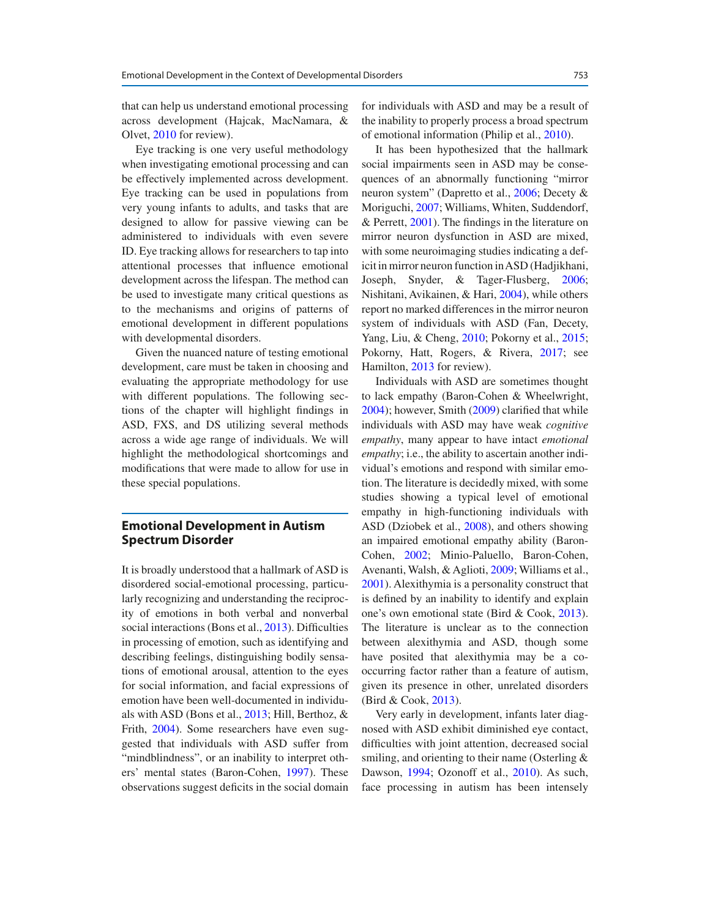that can help us understand emotional processing across development (Hajcak, MacNamara, & Olvet, 2010 for review).

Eye tracking is one very useful methodology when investigating emotional processing and can be effectively implemented across development. Eye tracking can be used in populations from very young infants to adults, and tasks that are designed to allow for passive viewing can be administered to individuals with even severe ID. Eye tracking allows for researchers to tap into attentional processes that influence emotional development across the lifespan. The method can be used to investigate many critical questions as to the mechanisms and origins of patterns of emotional development in different populations with developmental disorders.

Given the nuanced nature of testing emotional development, care must be taken in choosing and evaluating the appropriate methodology for use with different populations. The following sections of the chapter will highlight findings in ASD, FXS, and DS utilizing several methods across a wide age range of individuals. We will highlight the methodological shortcomings and modifications that were made to allow for use in these special populations.

## Emotional Development in Autism Spectrum Disorder

It is broadly understood that a hallmark of ASD is disordered social-emotional processing, particularly recognizing and understanding the reciprocity of emotions in both verbal and nonverbal social interactions (Bons et al., 2013). Difficulties in processing of emotion, such as identifying and describing feelings, distinguishing bodily sensations of emotional arousal, attention to the eyes for social information, and facial expressions of emotion have been well-documented in individuals with ASD (Bons et al., 2013; Hill, Berthoz, & Frith, 2004). Some researchers have even suggested that individuals with ASD suffer from "mindblindness", or an inability to interpret others' mental states (Baron-Cohen, 1997). These observations suggest deficits in the social domain for individuals with ASD and may be a result of the inability to properly process a broad spectrum of emotional information (Philip et al., 2010).

It has been hypothesized that the hallmark social impairments seen in ASD may be consequences of an abnormally functioning "mirror neuron system" (Dapretto et al., 2006; Decety & Moriguchi, 2007; Williams, Whiten, Suddendorf, & Perrett, 2001). The findings in the literature on mirror neuron dysfunction in ASD are mixed, with some neuroimaging studies indicating a deficit in mirror neuron function in ASD (Hadjikhani, Joseph, Snyder, & Tager-Flusberg, 2006; Nishitani, Avikainen, & Hari, 2004), while others report no marked differences in the mirror neuron system of individuals with ASD (Fan, Decety, Yang, Liu, & Cheng, 2010; Pokorny et al., 2015; Pokorny, Hatt, Rogers, & Rivera, 2017; see Hamilton, 2013 for review).

Individuals with ASD are sometimes thought to lack empathy (Baron-Cohen & Wheelwright, 2004); however, Smith (2009) clarified that while individuals with ASD may have weak *cognitive empathy*, many appear to have intact *emotional empathy*; i.e., the ability to ascertain another individual's emotions and respond with similar emotion. The literature is decidedly mixed, with some studies showing a typical level of emotional empathy in high-functioning individuals with ASD (Dziobek et al., 2008), and others showing an impaired emotional empathy ability (Baron-Cohen, 2002; Minio-Paluello, Baron-Cohen, Avenanti, Walsh, & Aglioti, 2009; Williams et al., 2001). Alexithymia is a personality construct that is defined by an inability to identify and explain one's own emotional state (Bird & Cook, 2013). The literature is unclear as to the connection between alexithymia and ASD, though some have posited that alexithymia may be a co-occurring factor rather than a feature of autism, given its presence in other, unrelated disorders (Bird & Cook, 2013).

Very early in development, infants later diagnosed with ASD exhibit diminished eye contact, difficulties with joint attention, decreased social smiling, and orienting to their name (Osterling & Dawson, 1994; Ozonoff et al., 2010). As such, face processing in autism has been intensely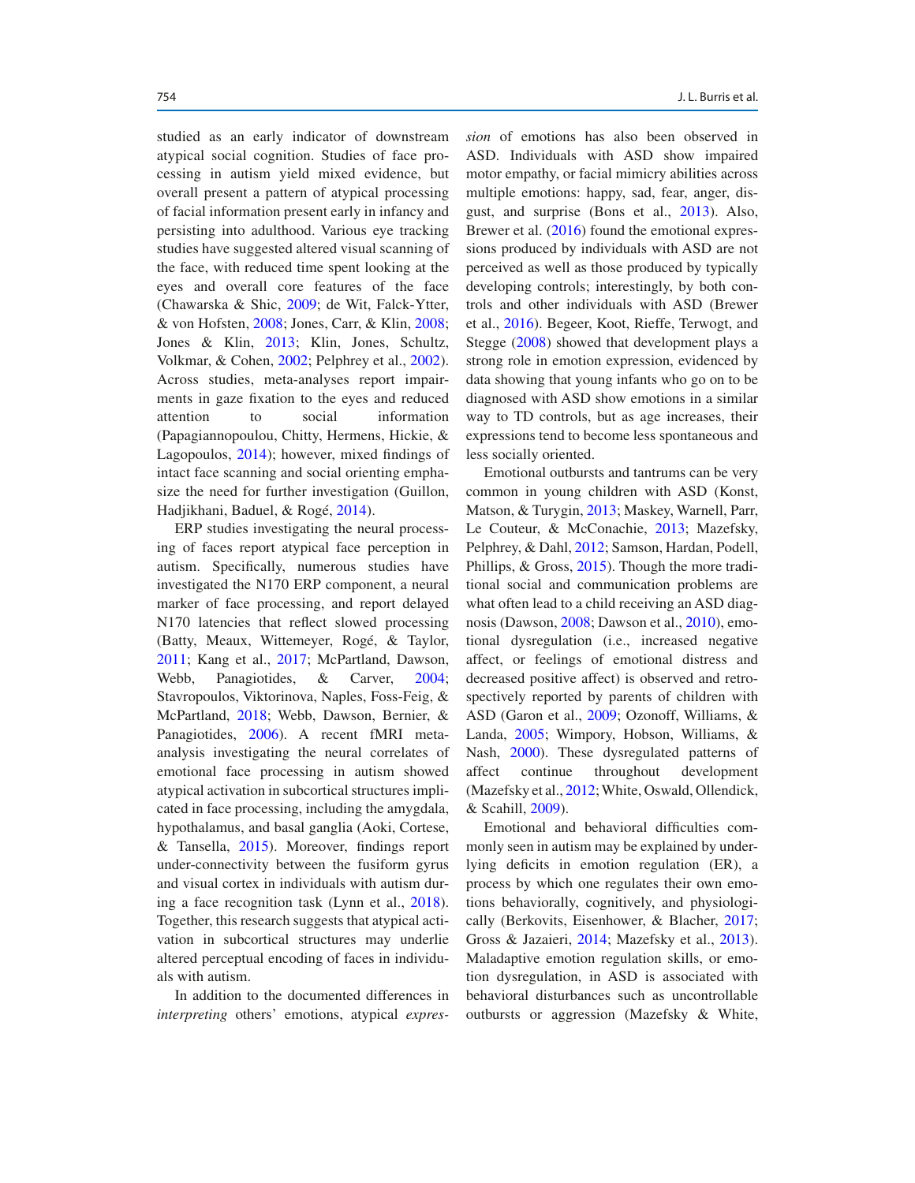studied as an early indicator of downstream atypical social cognition. Studies of face processing in autism yield mixed evidence, but overall present a pattern of atypical processing of facial information present early in infancy and persisting into adulthood. Various eye tracking studies have suggested altered visual scanning of the face, with reduced time spent looking at the eyes and overall core features of the face (Chawarska & Shic, 2009; de Wit, Falck-Ytter, & von Hofsten, 2008; Jones, Carr, & Klin, 2008; Jones & Klin, 2013; Klin, Jones, Schultz, Volkmar, & Cohen, 2002; Pelphrey et al., 2002). Across studies, meta-analyses report impairments in gaze fixation to the eyes and reduced attention to social information (Papagiannopoulou, Chitty, Hermens, Hickie, & Lagopoulos, 2014); however, mixed findings of intact face scanning and social orienting emphasize the need for further investigation (Guillon, Hadjikhani, Baduel, & Rogé, 2014).

ERP studies investigating the neural processing of faces report atypical face perception in autism. Specifically, numerous studies have investigated the N170 ERP component, a neural marker of face processing, and report delayed N170 latencies that reflect slowed processing (Batty, Meaux, Wittemeyer, Rogé, & Taylor, 2011; Kang et al., 2017; McPartland, Dawson, Webb, Panagiotides, & Carver, 2004; Stavropoulos, Viktorinova, Naples, Foss-Feig, & McPartland, 2018; Webb, Dawson, Bernier, & Panagiotides, 2006). A recent fMRI meta-analysis investigating the neural correlates of emotional face processing in autism showed atypical activation in subcortical structures implicated in face processing, including the amygdala, hypothalamus, and basal ganglia (Aoki, Cortese, & Tansella, 2015). Moreover, findings report under-connectivity between the fusiform gyrus and visual cortex in individuals with autism during a face recognition task (Lynn et al., 2018). Together, this research suggests that atypical activation in subcortical structures may underlie altered perceptual encoding of faces in individuals with autism.

In addition to the documented differences in *interpreting* others' emotions, atypical *expression* of emotions has also been observed in ASD. Individuals with ASD show impaired motor empathy, or facial mimicry abilities across multiple emotions: happy, sad, fear, anger, disgust, and surprise (Bons et al., 2013). Also, Brewer et al. (2016) found the emotional expressions produced by individuals with ASD are not perceived as well as those produced by typically developing controls; interestingly, by both controls and other individuals with ASD (Brewer et al., 2016). Begeer, Koot, Rieffe, Terwogt, and Stegge (2008) showed that development plays a strong role in emotion expression, evidenced by data showing that young infants who go on to be diagnosed with ASD show emotions in a similar way to TD controls, but as age increases, their expressions tend to become less spontaneous and less socially oriented.

Emotional outbursts and tantrums can be very common in young children with ASD (Konst, Matson, & Turygin, 2013; Maskey, Warnell, Parr, Le Couteur, & McConachie, 2013; Mazefsky, Pelphrey, & Dahl, 2012; Samson, Hardan, Podell, Phillips, & Gross, 2015). Though the more traditional social and communication problems are what often lead to a child receiving an ASD diagnosis (Dawson, 2008; Dawson et al., 2010), emotional dysregulation (i.e., increased negative affect, or feelings of emotional distress and decreased positive affect) is observed and retrospectively reported by parents of children with ASD (Garon et al., 2009; Ozonoff, Williams, & Landa, 2005; Wimpory, Hobson, Williams, & Nash, 2000). These dysregulated patterns of affect continue throughout development (Mazefsky et al., 2012; White, Oswald, Ollendick, & Scahill, 2009).

Emotional and behavioral difficulties commonly seen in autism may be explained by underlying deficits in emotion regulation (ER), a process by which one regulates their own emotions behaviorally, cognitively, and physiologically (Berkovits, Eisenhower, & Blacher, 2017; Gross & Jazaieri, 2014; Mazefsky et al., 2013). Maladaptive emotion regulation skills, or emotion dysregulation, in ASD is associated with behavioral disturbances such as uncontrollable outbursts or aggression (Mazefsky & White,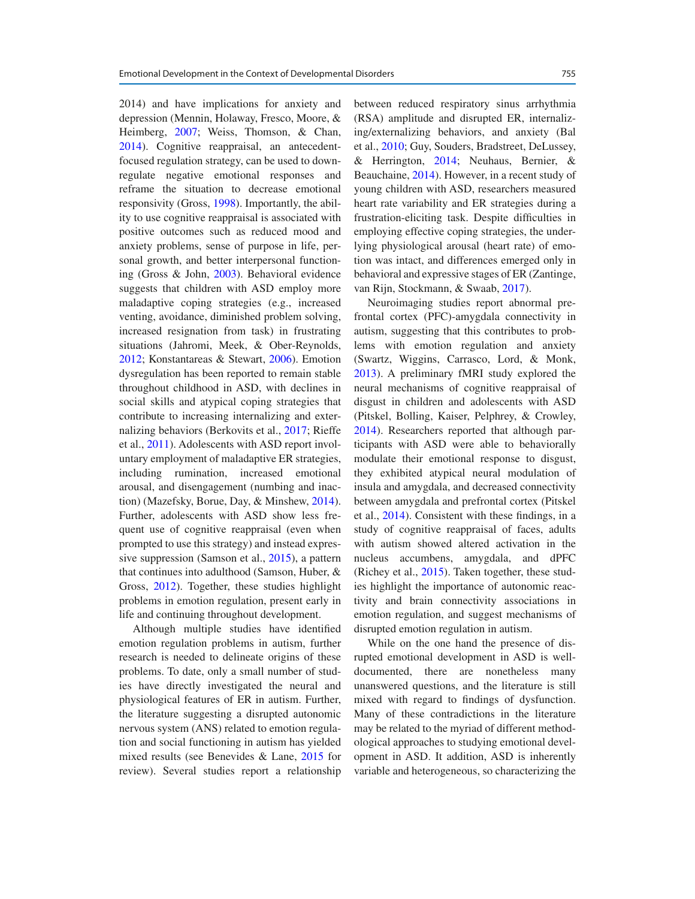2014) and have implications for anxiety and depression (Mennin, Holaway, Fresco, Moore, & Heimberg, 2007; Weiss, Thomson, & Chan, 2014). Cognitive reappraisal, an antecedent-focused regulation strategy, can be used to down-regulate negative emotional responses and reframe the situation to decrease emotional responsivity (Gross, 1998). Importantly, the ability to use cognitive reappraisal is associated with positive outcomes such as reduced mood and anxiety problems, sense of purpose in life, personal growth, and better interpersonal functioning (Gross & John, 2003). Behavioral evidence suggests that children with ASD employ more maladaptive coping strategies (e.g., increased venting, avoidance, diminished problem solving, increased resignation from task) in frustrating situations (Jahromi, Meek, & Ober-Reynolds, 2012; Konstantareas & Stewart, 2006). Emotion dysregulation has been reported to remain stable throughout childhood in ASD, with declines in social skills and atypical coping strategies that contribute to increasing internalizing and externalizing behaviors (Berkovits et al., 2017; Rieffe et al., 2011). Adolescents with ASD report involuntary employment of maladaptive ER strategies, including rumination, increased emotional arousal, and disengagement (numbing and inaction) (Mazefsky, Borue, Day, & Minshew, 2014). Further, adolescents with ASD show less frequent use of cognitive reappraisal (even when prompted to use this strategy) and instead expressive suppression (Samson et al., 2015), a pattern that continues into adulthood (Samson, Huber, & Gross, 2012). Together, these studies highlight problems in emotion regulation, present early in life and continuing throughout development.

Although multiple studies have identified emotion regulation problems in autism, further research is needed to delineate origins of these problems. To date, only a small number of studies have directly investigated the neural and physiological features of ER in autism. Further, the literature suggesting a disrupted autonomic nervous system (ANS) related to emotion regulation and social functioning in autism has yielded mixed results (see Benevides & Lane, 2015 for review). Several studies report a relationship between reduced respiratory sinus arrhythmia (RSA) amplitude and disrupted ER, internalizing/externalizing behaviors, and anxiety (Bal et al., 2010; Guy, Souders, Bradstreet, DeLussey, & Herrington, 2014; Neuhaus, Bernier, & Beauchaine, 2014). However, in a recent study of young children with ASD, researchers measured heart rate variability and ER strategies during a frustration-eliciting task. Despite difficulties in employing effective coping strategies, the underlying physiological arousal (heart rate) of emotion was intact, and differences emerged only in behavioral and expressive stages of ER (Zantinge, van Rijn, Stockmann, & Swaab, 2017).

Neuroimaging studies report abnormal prefrontal cortex (PFC)-amygdala connectivity in autism, suggesting that this contributes to problems with emotion regulation and anxiety (Swartz, Wiggins, Carrasco, Lord, & Monk, 2013). A preliminary fMRI study explored the neural mechanisms of cognitive reappraisal of disgust in children and adolescents with ASD (Pitskel, Bolling, Kaiser, Pelphrey, & Crowley, 2014). Researchers reported that although participants with ASD were able to behaviorally modulate their emotional response to disgust, they exhibited atypical neural modulation of insula and amygdala, and decreased connectivity between amygdala and prefrontal cortex (Pitskel et al., 2014). Consistent with these findings, in a study of cognitive reappraisal of faces, adults with autism showed altered activation in the nucleus accumbens, amygdala, and dPFC (Richey et al., 2015). Taken together, these studies highlight the importance of autonomic reactivity and brain connectivity associations in emotion regulation, and suggest mechanisms of disrupted emotion regulation in autism.

While on the one hand the presence of disrupted emotional development in ASD is well-documented, there are nonetheless many unanswered questions, and the literature is still mixed with regard to findings of dysfunction. Many of these contradictions in the literature may be related to the myriad of different methodological approaches to studying emotional development in ASD. It addition, ASD is inherently variable and heterogeneous, so characterizing the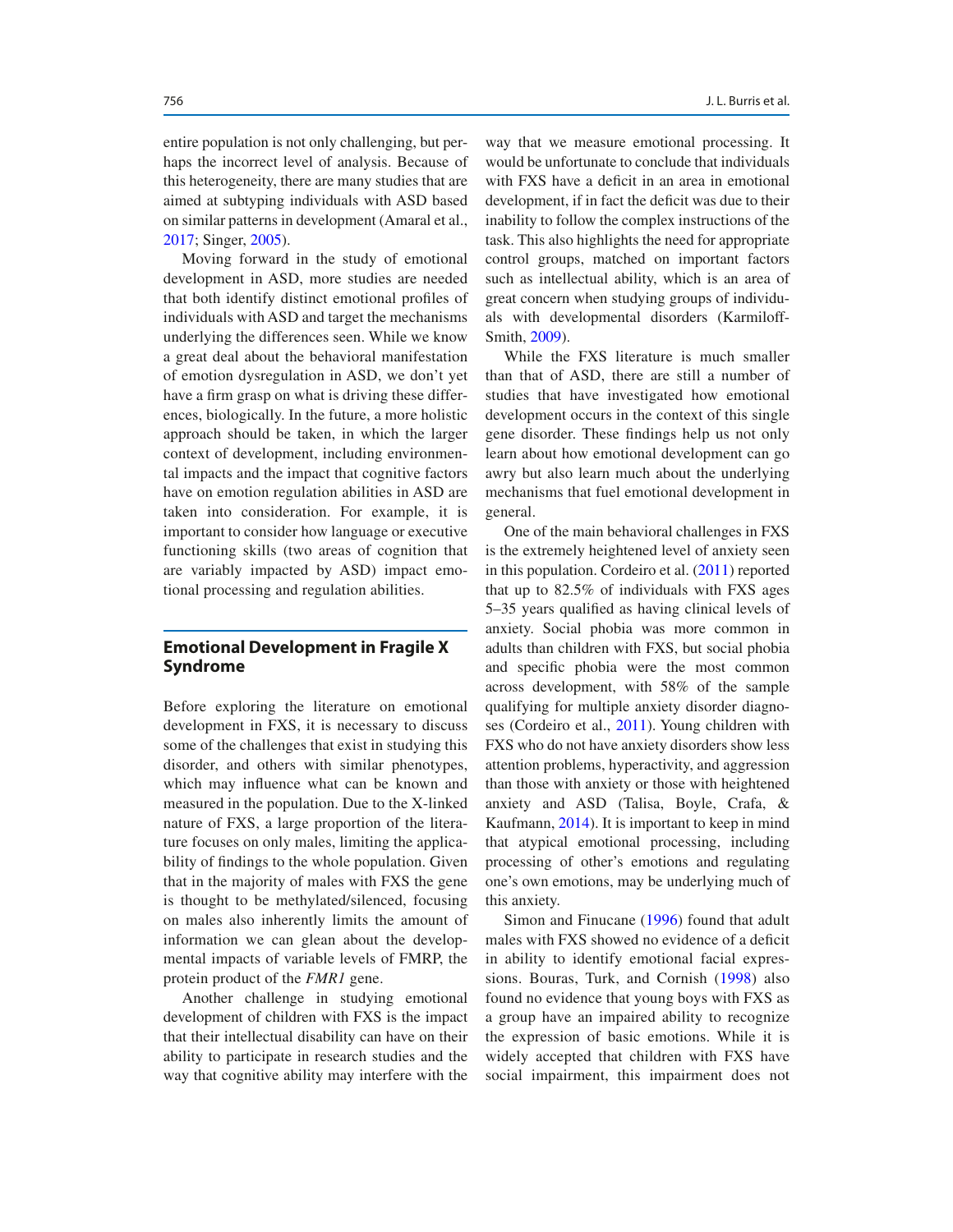entire population is not only challenging, but perhaps the incorrect level of analysis. Because of this heterogeneity, there are many studies that are aimed at subtyping individuals with ASD based on similar patterns in development (Amaral et al., 2017; Singer, 2005).

Moving forward in the study of emotional development in ASD, more studies are needed that both identify distinct emotional profiles of individuals with ASD and target the mechanisms underlying the differences seen. While we know a great deal about the behavioral manifestation of emotion dysregulation in ASD, we don't yet have a firm grasp on what is driving these differences, biologically. In the future, a more holistic approach should be taken, in which the larger context of development, including environmental impacts and the impact that cognitive factors have on emotion regulation abilities in ASD are taken into consideration. For example, it is important to consider how language or executive functioning skills (two areas of cognition that are variably impacted by ASD) impact emotional processing and regulation abilities.

## Emotional Development in Fragile X Syndrome

Before exploring the literature on emotional development in FXS, it is necessary to discuss some of the challenges that exist in studying this disorder, and others with similar phenotypes, which may influence what can be known and measured in the population. Due to the X-linked nature of FXS, a large proportion of the literature focuses on only males, limiting the applicability of findings to the whole population. Given that in the majority of males with FXS the gene is thought to be methylated/silenced, focusing on males also inherently limits the amount of information we can glean about the developmental impacts of variable levels of FMRP, the protein product of the *FMR1* gene.

Another challenge in studying emotional development of children with FXS is the impact that their intellectual disability can have on their ability to participate in research studies and the way that cognitive ability may interfere with the way that we measure emotional processing. It would be unfortunate to conclude that individuals with FXS have a deficit in an area in emotional development, if in fact the deficit was due to their inability to follow the complex instructions of the task. This also highlights the need for appropriate control groups, matched on important factors such as intellectual ability, which is an area of great concern when studying groups of individuals with developmental disorders (Karmiloff-Smith, 2009).

While the FXS literature is much smaller than that of ASD, there are still a number of studies that have investigated how emotional development occurs in the context of this single gene disorder. These findings help us not only learn about how emotional development can go awry but also learn much about the underlying mechanisms that fuel emotional development in general.

One of the main behavioral challenges in FXS is the extremely heightened level of anxiety seen in this population. Cordeiro et al. (2011) reported that up to 82.5% of individuals with FXS ages 5–35 years qualified as having clinical levels of anxiety. Social phobia was more common in adults than children with FXS, but social phobia and specific phobia were the most common across development, with 58% of the sample qualifying for multiple anxiety disorder diagnoses (Cordeiro et al., 2011). Young children with FXS who do not have anxiety disorders show less attention problems, hyperactivity, and aggression than those with anxiety or those with heightened anxiety and ASD (Talisa, Boyle, Crafa, & Kaufmann, 2014). It is important to keep in mind that atypical emotional processing, including processing of other's emotions and regulating one's own emotions, may be underlying much of this anxiety.

Simon and Finucane (1996) found that adult males with FXS showed no evidence of a deficit in ability to identify emotional facial expressions. Bouras, Turk, and Cornish (1998) also found no evidence that young boys with FXS as a group have an impaired ability to recognize the expression of basic emotions. While it is widely accepted that children with FXS have social impairment, this impairment does not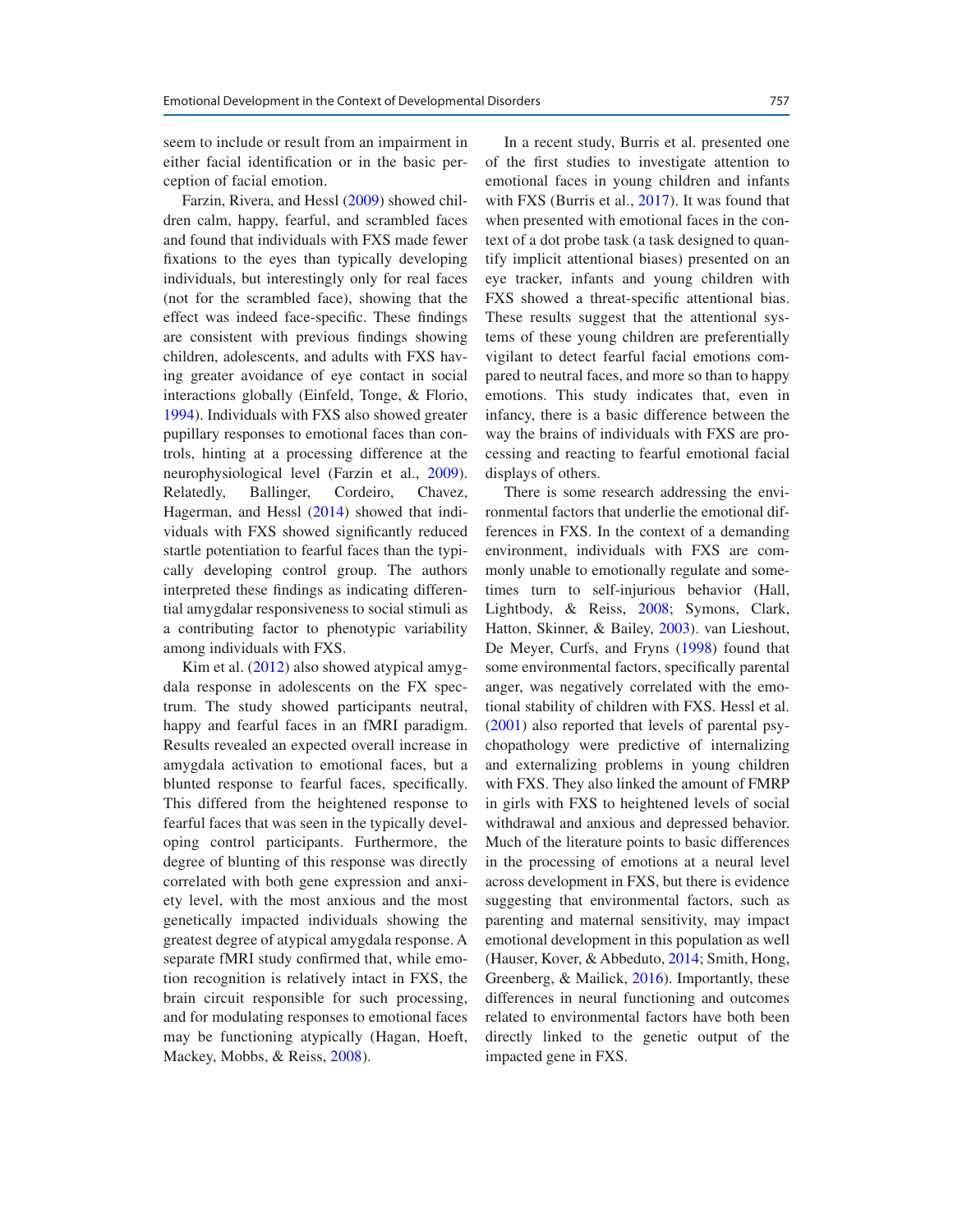seem to include or result from an impairment in either facial identification or in the basic perception of facial emotion.

Farzin, Rivera, and Hessl (2009) showed children calm, happy, fearful, and scrambled faces and found that individuals with FXS made fewer fixations to the eyes than typically developing individuals, but interestingly only for real faces (not for the scrambled face), showing that the effect was indeed face-specific. These findings are consistent with previous findings showing children, adolescents, and adults with FXS having greater avoidance of eye contact in social interactions globally (Einfeld, Tonge, & Florio, 1994). Individuals with FXS also showed greater pupillary responses to emotional faces than controls, hinting at a processing difference at the neurophysiological level (Farzin et al., 2009). Relatedly, Ballinger, Cordeiro, Chavez, Hagerman, and Hessl (2014) showed that individuals with FXS showed significantly reduced startle potentiation to fearful faces than the typically developing control group. The authors interpreted these findings as indicating differential amygdalar responsiveness to social stimuli as a contributing factor to phenotypic variability among individuals with FXS.

Kim et al. (2012) also showed atypical amygdala response in adolescents on the FX spectrum. The study showed participants neutral, happy and fearful faces in an fMRI paradigm. Results revealed an expected overall increase in amygdala activation to emotional faces, but a blunted response to fearful faces, specifically. This differed from the heightened response to fearful faces that was seen in the typically developing control participants. Furthermore, the degree of blunting of this response was directly correlated with both gene expression and anxiety level, with the most anxious and the most genetically impacted individuals showing the greatest degree of atypical amygdala response. A separate fMRI study confirmed that, while emotion recognition is relatively intact in FXS, the brain circuit responsible for such processing, and for modulating responses to emotional faces may be functioning atypically (Hagan, Hoeft, Mackey, Mobbs, & Reiss, 2008).

In a recent study, Burris et al. presented one of the first studies to investigate attention to emotional faces in young children and infants with FXS (Burris et al., 2017). It was found that when presented with emotional faces in the context of a dot probe task (a task designed to quantify implicit attentional biases) presented on an eye tracker, infants and young children with FXS showed a threat-specific attentional bias. These results suggest that the attentional systems of these young children are preferentially vigilant to detect fearful facial emotions compared to neutral faces, and more so than to happy emotions. This study indicates that, even in infancy, there is a basic difference between the way the brains of individuals with FXS are processing and reacting to fearful emotional facial displays of others.

There is some research addressing the environmental factors that underlie the emotional differences in FXS. In the context of a demanding environment, individuals with FXS are commonly unable to emotionally regulate and sometimes turn to self-injurious behavior (Hall, Lightbody, & Reiss, 2008; Symons, Clark, Hatton, Skinner, & Bailey, 2003). van Lieshout, De Meyer, Curfs, and Fryns (1998) found that some environmental factors, specifically parental anger, was negatively correlated with the emotional stability of children with FXS. Hessl et al. (2001) also reported that levels of parental psychopathology were predictive of internalizing and externalizing problems in young children with FXS. They also linked the amount of FMRP in girls with FXS to heightened levels of social withdrawal and anxious and depressed behavior. Much of the literature points to basic differences in the processing of emotions at a neural level across development in FXS, but there is evidence suggesting that environmental factors, such as parenting and maternal sensitivity, may impact emotional development in this population as well (Hauser, Kover, & Abbeduto, 2014; Smith, Hong, Greenberg, & Mailick, 2016). Importantly, these differences in neural functioning and outcomes related to environmental factors have both been directly linked to the genetic output of the impacted gene in FXS.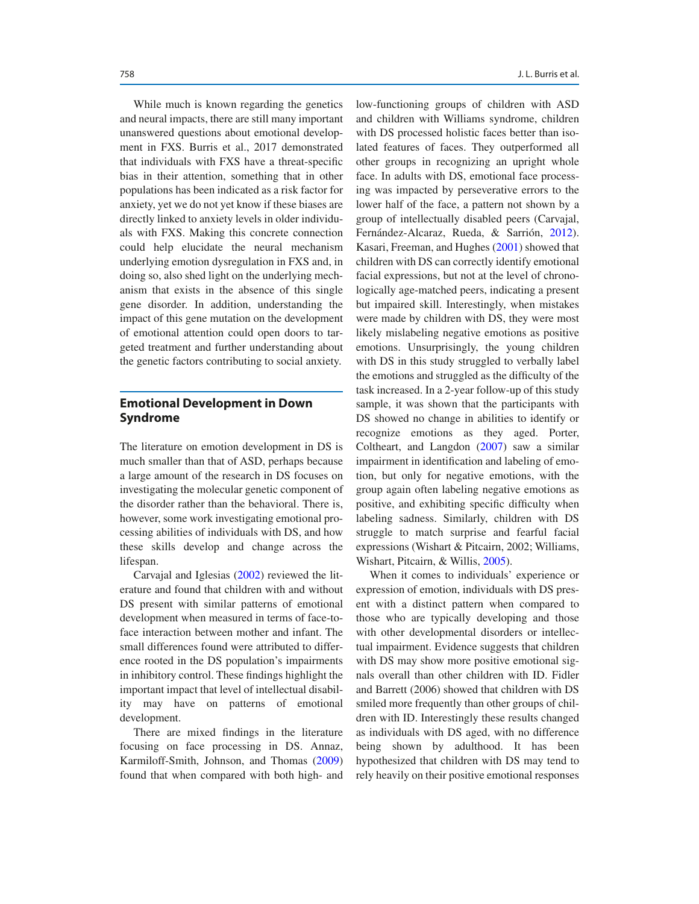While much is known regarding the genetics and neural impacts, there are still many important unanswered questions about emotional development in FXS. Burris et al., 2017 demonstrated that individuals with FXS have a threat-specific bias in their attention, something that in other populations has been indicated as a risk factor for anxiety, yet we do not yet know if these biases are directly linked to anxiety levels in older individuals with FXS. Making this concrete connection could help elucidate the neural mechanism underlying emotion dysregulation in FXS and, in doing so, also shed light on the underlying mechanism that exists in the absence of this single gene disorder. In addition, understanding the impact of this gene mutation on the development of emotional attention could open doors to targeted treatment and further understanding about the genetic factors contributing to social anxiety.

## Emotional Development in Down Syndrome

The literature on emotion development in DS is much smaller than that of ASD, perhaps because a large amount of the research in DS focuses on investigating the molecular genetic component of the disorder rather than the behavioral. There is, however, some work investigating emotional processing abilities of individuals with DS, and how these skills develop and change across the lifespan.

Carvajal and Iglesias (2002) reviewed the literature and found that children with and without DS present with similar patterns of emotional development when measured in terms of face-to-face interaction between mother and infant. The small differences found were attributed to difference rooted in the DS population's impairments in inhibitory control. These findings highlight the important impact that level of intellectual disability may have on patterns of emotional development.

There are mixed findings in the literature focusing on face processing in DS. Annaz, Karmiloff-Smith, Johnson, and Thomas (2009) found that when compared with both high- and low-functioning groups of children with ASD and children with Williams syndrome, children with DS processed holistic faces better than isolated features of faces. They outperformed all other groups in recognizing an upright whole face. In adults with DS, emotional face processing was impacted by perseverative errors to the lower half of the face, a pattern not shown by a group of intellectually disabled peers (Carvajal, Fernández-Alcaraz, Rueda, & Sarrión, 2012). Kasari, Freeman, and Hughes (2001) showed that children with DS can correctly identify emotional facial expressions, but not at the level of chronologically age-matched peers, indicating a present but impaired skill. Interestingly, when mistakes were made by children with DS, they were most likely mislabeling negative emotions as positive emotions. Unsurprisingly, the young children with DS in this study struggled to verbally label the emotions and struggled as the difficulty of the task increased. In a 2-year follow-up of this study sample, it was shown that the participants with DS showed no change in abilities to identify or recognize emotions as they aged. Porter, Coltheart, and Langdon (2007) saw a similar impairment in identification and labeling of emotion, but only for negative emotions, with the group again often labeling negative emotions as positive, and exhibiting specific difficulty when labeling sadness. Similarly, children with DS struggle to match surprise and fearful facial expressions (Wishart & Pitcairn, 2002; Williams, Wishart, Pitcairn, & Willis, 2005).

When it comes to individuals' experience or expression of emotion, individuals with DS present with a distinct pattern when compared to those who are typically developing and those with other developmental disorders or intellectual impairment. Evidence suggests that children with DS may show more positive emotional signals overall than other children with ID. Fidler and Barrett (2006) showed that children with DS smiled more frequently than other groups of children with ID. Interestingly these results changed as individuals with DS aged, with no difference being shown by adulthood. It has been hypothesized that children with DS may tend to rely heavily on their positive emotional responses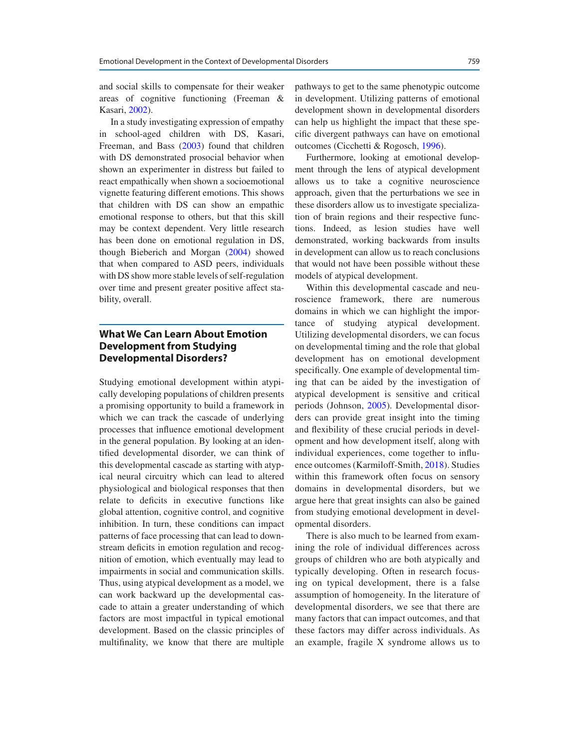and social skills to compensate for their weaker areas of cognitive functioning (Freeman & Kasari, 2002).

In a study investigating expression of empathy in school-aged children with DS, Kasari, Freeman, and Bass (2003) found that children with DS demonstrated prosocial behavior when shown an experimenter in distress but failed to react empathically when shown a socioemotional vignette featuring different emotions. This shows that children with DS can show an empathic emotional response to others, but that this skill may be context dependent. Very little research has been done on emotional regulation in DS, though Bieberich and Morgan (2004) showed that when compared to ASD peers, individuals with DS show more stable levels of self-regulation over time and present greater positive affect stability, overall.

## What We Can Learn About Emotion Development from Studying Developmental Disorders?

Studying emotional development within atypically developing populations of children presents a promising opportunity to build a framework in which we can track the cascade of underlying processes that influence emotional development in the general population. By looking at an identified developmental disorder, we can think of this developmental cascade as starting with atypical neural circuitry which can lead to altered physiological and biological responses that then relate to deficits in executive functions like global attention, cognitive control, and cognitive inhibition. In turn, these conditions can impact patterns of face processing that can lead to downstream deficits in emotion regulation and recognition of emotion, which eventually may lead to impairments in social and communication skills. Thus, using atypical development as a model, we can work backward up the developmental cascade to attain a greater understanding of which factors are most impactful in typical emotional development. Based on the classic principles of multifinality, we know that there are multiple pathways to get to the same phenotypic outcome in development. Utilizing patterns of emotional development shown in developmental disorders can help us highlight the impact that these specific divergent pathways can have on emotional outcomes (Cicchetti & Rogosch, 1996).

Furthermore, looking at emotional development through the lens of atypical development allows us to take a cognitive neuroscience approach, given that the perturbations we see in these disorders allow us to investigate specialization of brain regions and their respective functions. Indeed, as lesion studies have well demonstrated, working backwards from insults in development can allow us to reach conclusions that would not have been possible without these models of atypical development.

Within this developmental cascade and neuroscience framework, there are numerous domains in which we can highlight the importance of studying atypical development. Utilizing developmental disorders, we can focus on developmental timing and the role that global development has on emotional development specifically. One example of developmental timing that can be aided by the investigation of atypical development is sensitive and critical periods (Johnson, 2005). Developmental disorders can provide great insight into the timing and flexibility of these crucial periods in development and how development itself, along with individual experiences, come together to influence outcomes (Karmiloff-Smith, 2018). Studies within this framework often focus on sensory domains in developmental disorders, but we argue here that great insights can also be gained from studying emotional development in developmental disorders.

There is also much to be learned from examining the role of individual differences across groups of children who are both atypically and typically developing. Often in research focusing on typical development, there is a false assumption of homogeneity. In the literature of developmental disorders, we see that there are many factors that can impact outcomes, and that these factors may differ across individuals. As an example, fragile X syndrome allows us to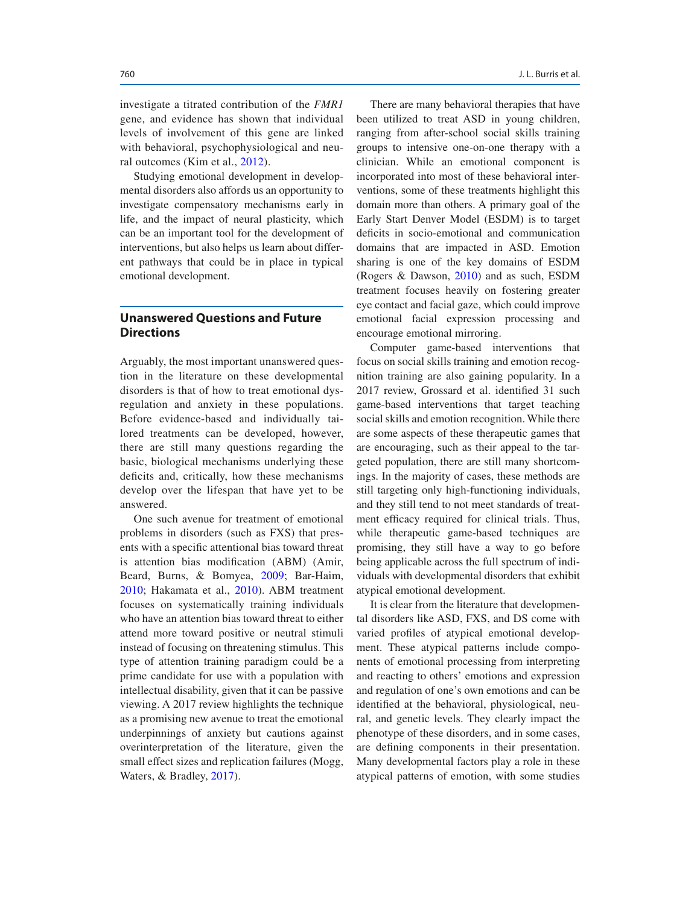investigate a titrated contribution of the *FMR1* gene, and evidence has shown that individual levels of involvement of this gene are linked with behavioral, psychophysiological and neural outcomes (Kim et al., 2012).

Studying emotional development in developmental disorders also affords us an opportunity to investigate compensatory mechanisms early in life, and the impact of neural plasticity, which can be an important tool for the development of interventions, but also helps us learn about different pathways that could be in place in typical emotional development.

## Unanswered Questions and Future Directions

Arguably, the most important unanswered question in the literature on these developmental disorders is that of how to treat emotional dysregulation and anxiety in these populations. Before evidence-based and individually tailored treatments can be developed, however, there are still many questions regarding the basic, biological mechanisms underlying these deficits and, critically, how these mechanisms develop over the lifespan that have yet to be answered.

One such avenue for treatment of emotional problems in disorders (such as FXS) that presents with a specific attentional bias toward threat is attention bias modification (ABM) (Amir, Beard, Burns, & Bomyea, 2009; Bar-Haim, 2010; Hakamata et al., 2010). ABM treatment focuses on systematically training individuals who have an attention bias toward threat to either attend more toward positive or neutral stimuli instead of focusing on threatening stimulus. This type of attention training paradigm could be a prime candidate for use with a population with intellectual disability, given that it can be passive viewing. A 2017 review highlights the technique as a promising new avenue to treat the emotional underpinnings of anxiety but cautions against overinterpretation of the literature, given the small effect sizes and replication failures (Mogg, Waters, & Bradley, 2017).

There are many behavioral therapies that have been utilized to treat ASD in young children, ranging from after-school social skills training groups to intensive one-on-one therapy with a clinician. While an emotional component is incorporated into most of these behavioral interventions, some of these treatments highlight this domain more than others. A primary goal of the Early Start Denver Model (ESDM) is to target deficits in socio-emotional and communication domains that are impacted in ASD. Emotion sharing is one of the key domains of ESDM (Rogers & Dawson, 2010) and as such, ESDM treatment focuses heavily on fostering greater eye contact and facial gaze, which could improve emotional facial expression processing and encourage emotional mirroring.

Computer game-based interventions that focus on social skills training and emotion recognition training are also gaining popularity. In a 2017 review, Grossard et al. identified 31 such game-based interventions that target teaching social skills and emotion recognition. While there are some aspects of these therapeutic games that are encouraging, such as their appeal to the targeted population, there are still many shortcomings. In the majority of cases, these methods are still targeting only high-functioning individuals, and they still tend to not meet standards of treatment efficacy required for clinical trials. Thus, while therapeutic game-based techniques are promising, they still have a way to go before being applicable across the full spectrum of individuals with developmental disorders that exhibit atypical emotional development.

It is clear from the literature that developmental disorders like ASD, FXS, and DS come with varied profiles of atypical emotional development. These atypical patterns include components of emotional processing from interpreting and reacting to others' emotions and expression and regulation of one's own emotions and can be identified at the behavioral, physiological, neural, and genetic levels. They clearly impact the phenotype of these disorders, and in some cases, are defining components in their presentation. Many developmental factors play a role in these atypical patterns of emotion, with some studies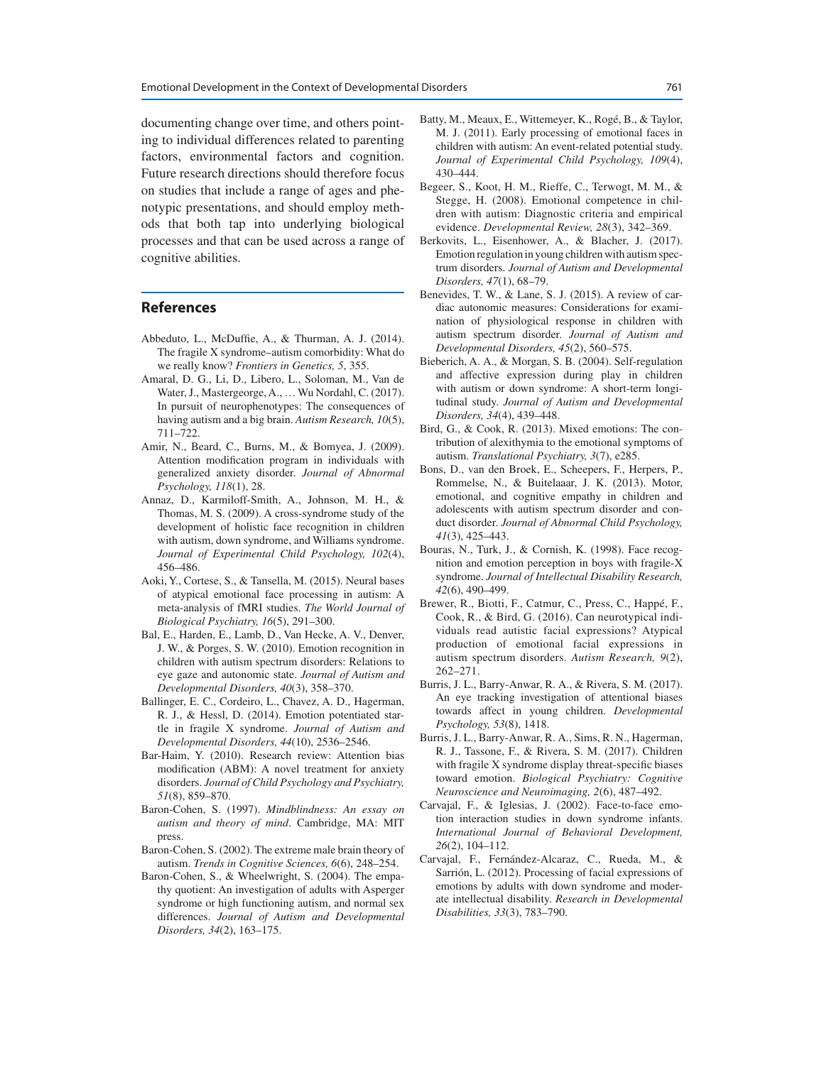documenting change over time, and others pointing to individual differences related to parenting factors, environmental factors and cognition. Future research directions should therefore focus on studies that include a range of ages and phenotypic presentations, and should employ methods that both tap into underlying biological processes and that can be used across a range of cognitive abilities.

## References

Abbeduto, L., McDuffie, A., & Thurman, A. J. (2014). The fragile X syndrome–autism comorbidity: What do we really know? *Frontiers in Genetics, 5*, 355.

Amaral, D. G., Li, D., Libero, L., Soloman, M., Van de Water, J., Mastergeorge, A., … Wu Nordahl, C. (2017). In pursuit of neurophenotypes: The consequences of having autism and a big brain. *Autism Research, 10*(5), 711–722.

Amir, N., Beard, C., Burns, M., & Bomyea, J. (2009). Attention modification program in individuals with generalized anxiety disorder. *Journal of Abnormal Psychology, 118*(1), 28.

Annaz, D., Karmiloff-Smith, A., Johnson, M. H., & Thomas, M. S. (2009). A cross-syndrome study of the development of holistic face recognition in children with autism, down syndrome, and Williams syndrome. *Journal of Experimental Child Psychology, 102*(4), 456–486.

Aoki, Y., Cortese, S., & Tansella, M. (2015). Neural bases of atypical emotional face processing in autism: A meta-analysis of fMRI studies. *The World Journal of Biological Psychiatry, 16*(5), 291–300.

Bal, E., Harden, E., Lamb, D., Van Hecke, A. V., Denver, J. W., & Porges, S. W. (2010). Emotion recognition in children with autism spectrum disorders: Relations to eye gaze and autonomic state. *Journal of Autism and Developmental Disorders, 40*(3), 358–370.

Ballinger, E. C., Cordeiro, L., Chavez, A. D., Hagerman, R. J., & Hessl, D. (2014). Emotion potentiated startle in fragile X syndrome. *Journal of Autism and Developmental Disorders, 44*(10), 2536–2546.

Bar-Haim, Y. (2010). Research review: Attention bias modification (ABM): A novel treatment for anxiety disorders. *Journal of Child Psychology and Psychiatry, 51*(8), 859–870.

Baron-Cohen, S. (1997). *Mindblindness: An essay on autism and theory of mind*. Cambridge, MA: MIT press.

Baron-Cohen, S. (2002). The extreme male brain theory of autism. *Trends in Cognitive Sciences, 6*(6), 248–254.

Baron-Cohen, S., & Wheelwright, S. (2004). The empathy quotient: An investigation of adults with Asperger syndrome or high functioning autism, and normal sex differences. *Journal of Autism and Developmental Disorders, 34*(2), 163–175.

Batty, M., Meaux, E., Wittemeyer, K., Rogé, B., & Taylor, M. J. (2011). Early processing of emotional faces in children with autism: An event-related potential study. *Journal of Experimental Child Psychology, 109*(4), 430–444.

Begeer, S., Koot, H. M., Rieffe, C., Terwogt, M. M., & Stegge, H. (2008). Emotional competence in children with autism: Diagnostic criteria and empirical evidence. *Developmental Review, 28*(3), 342–369.

Berkovits, L., Eisenhower, A., & Blacher, J. (2017). Emotion regulation in young children with autism spectrum disorders. *Journal of Autism and Developmental Disorders, 47*(1), 68–79.

Benevides, T. W., & Lane, S. J. (2015). A review of cardiac autonomic measures: Considerations for examination of physiological response in children with autism spectrum disorder. *Journal of Autism and Developmental Disorders, 45*(2), 560–575.

Bieberich, A. A., & Morgan, S. B. (2004). Self-regulation and affective expression during play in children with autism or down syndrome: A short-term longitudinal study. *Journal of Autism and Developmental Disorders, 34*(4), 439–448.

Bird, G., & Cook, R. (2013). Mixed emotions: The contribution of alexithymia to the emotional symptoms of autism. *Translational Psychiatry, 3*(7), e285.

Bons, D., van den Broek, E., Scheepers, F., Herpers, P., Rommelse, N., & Buitelaaar, J. K. (2013). Motor, emotional, and cognitive empathy in children and adolescents with autism spectrum disorder and conduct disorder. *Journal of Abnormal Child Psychology, 41*(3), 425–443.

Bouras, N., Turk, J., & Cornish, K. (1998). Face recognition and emotion perception in boys with fragile-X syndrome. *Journal of Intellectual Disability Research, 42*(6), 490–499.

Brewer, R., Biotti, F., Catmur, C., Press, C., Happé, F., Cook, R., & Bird, G. (2016). Can neurotypical individuals read autistic facial expressions? Atypical production of emotional facial expressions in autism spectrum disorders. *Autism Research, 9*(2), 262–271.

Burris, J. L., Barry-Anwar, R. A., & Rivera, S. M. (2017). An eye tracking investigation of attentional biases towards affect in young children. *Developmental Psychology, 53*(8), 1418.

Burris, J. L., Barry-Anwar, R. A., Sims, R. N., Hagerman, R. J., Tassone, F., & Rivera, S. M. (2017). Children with fragile X syndrome display threat-specific biases toward emotion. *Biological Psychiatry: Cognitive Neuroscience and Neuroimaging, 2*(6), 487–492.

Carvajal, F., & Iglesias, J. (2002). Face-to-face emotion interaction studies in down syndrome infants. *International Journal of Behavioral Development, 26*(2), 104–112.

Carvajal, F., Fernández-Alcaraz, C., Rueda, M., & Sarrión, L. (2012). Processing of facial expressions of emotions by adults with down syndrome and moderate intellectual disability. *Research in Developmental Disabilities, 33*(3), 783–790.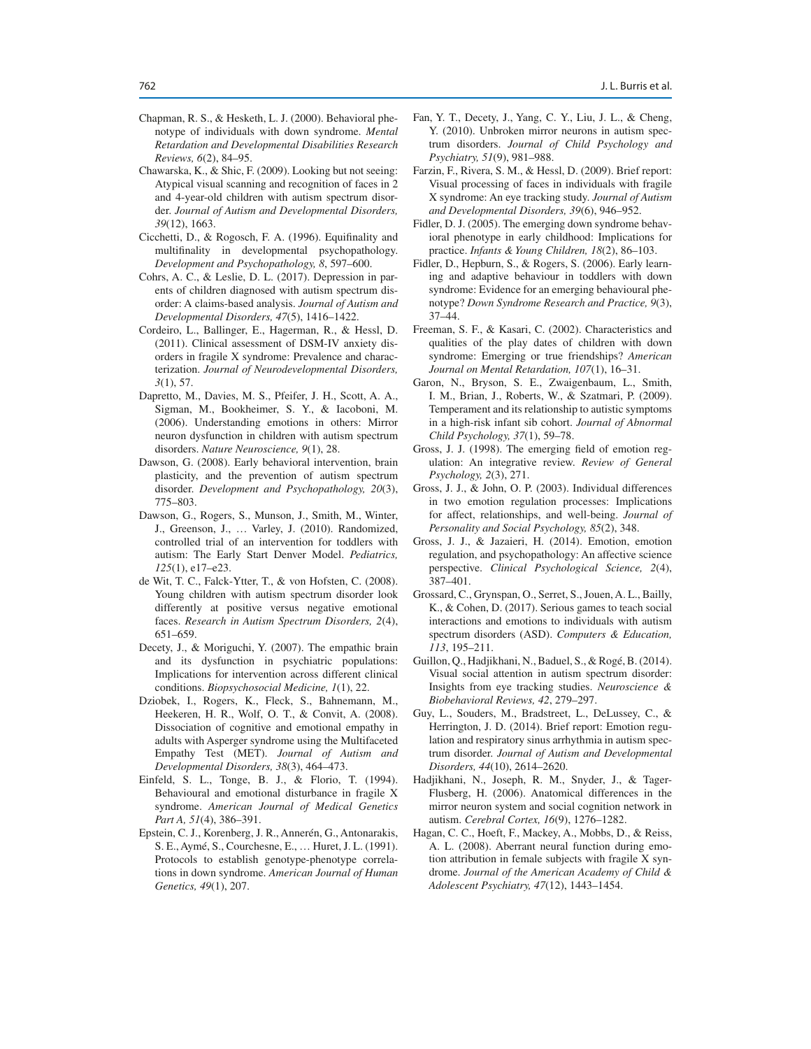Chapman, R. S., & Hesketh, L. J. (2000). Behavioral phenotype of individuals with down syndrome. *Mental Retardation and Developmental Disabilities Research Reviews, 6*(2), 84–95.

Chawarska, K., & Shic, F. (2009). Looking but not seeing: Atypical visual scanning and recognition of faces in 2 and 4-year-old children with autism spectrum disorder. *Journal of Autism and Developmental Disorders, 39*(12), 1663.

Cicchetti, D., & Rogosch, F. A. (1996). Equifinality and multifinality in developmental psychopathology. *Development and Psychopathology, 8*, 597–600.

Cohrs, A. C., & Leslie, D. L. (2017). Depression in parents of children diagnosed with autism spectrum disorder: A claims-based analysis. *Journal of Autism and Developmental Disorders, 47*(5), 1416–1422.

Cordeiro, L., Ballinger, E., Hagerman, R., & Hessl, D. (2011). Clinical assessment of DSM-IV anxiety disorders in fragile X syndrome: Prevalence and characterization. *Journal of Neurodevelopmental Disorders, 3*(1), 57.

Dapretto, M., Davies, M. S., Pfeifer, J. H., Scott, A. A., Sigman, M., Bookheimer, S. Y., & Iacoboni, M. (2006). Understanding emotions in others: Mirror neuron dysfunction in children with autism spectrum disorders. *Nature Neuroscience, 9*(1), 28.

Dawson, G. (2008). Early behavioral intervention, brain plasticity, and the prevention of autism spectrum disorder. *Development and Psychopathology, 20*(3), 775–803.

Dawson, G., Rogers, S., Munson, J., Smith, M., Winter, J., Greenson, J., … Varley, J. (2010). Randomized, controlled trial of an intervention for toddlers with autism: The Early Start Denver Model. *Pediatrics, 125*(1), e17–e23.

de Wit, T. C., Falck-Ytter, T., & von Hofsten, C. (2008). Young children with autism spectrum disorder look differently at positive versus negative emotional faces. *Research in Autism Spectrum Disorders, 2*(4), 651–659.

Decety, J., & Moriguchi, Y. (2007). The empathic brain and its dysfunction in psychiatric populations: Implications for intervention across different clinical conditions. *Biopsychosocial Medicine, 1*(1), 22.

Dziobek, I., Rogers, K., Fleck, S., Bahnemann, M., Heekeren, H. R., Wolf, O. T., & Convit, A. (2008). Dissociation of cognitive and emotional empathy in adults with Asperger syndrome using the Multifaceted Empathy Test (MET). *Journal of Autism and Developmental Disorders, 38*(3), 464–473.

Einfeld, S. L., Tonge, B. J., & Florio, T. (1994). Behavioural and emotional disturbance in fragile X syndrome. *American Journal of Medical Genetics Part A, 51*(4), 386–391.

Epstein, C. J., Korenberg, J. R., Annerén, G., Antonarakis, S. E., Aymé, S., Courchesne, E., … Huret, J. L. (1991). Protocols to establish genotype-phenotype correlations in down syndrome. *American Journal of Human Genetics, 49*(1), 207.

Fan, Y. T., Decety, J., Yang, C. Y., Liu, J. L., & Cheng, Y. (2010). Unbroken mirror neurons in autism spectrum disorders. *Journal of Child Psychology and Psychiatry, 51*(9), 981–988.

Farzin, F., Rivera, S. M., & Hessl, D. (2009). Brief report: Visual processing of faces in individuals with fragile X syndrome: An eye tracking study. *Journal of Autism and Developmental Disorders, 39*(6), 946–952.

Fidler, D. J. (2005). The emerging down syndrome behavioral phenotype in early childhood: Implications for practice. *Infants & Young Children, 18*(2), 86–103.

Fidler, D., Hepburn, S., & Rogers, S. (2006). Early learning and adaptive behaviour in toddlers with down syndrome: Evidence for an emerging behavioural phenotype? *Down Syndrome Research and Practice, 9*(3), 37–44.

Freeman, S. F., & Kasari, C. (2002). Characteristics and qualities of the play dates of children with down syndrome: Emerging or true friendships? *American Journal on Mental Retardation, 107*(1), 16–31.

Garon, N., Bryson, S. E., Zwaigenbaum, L., Smith, I. M., Brian, J., Roberts, W., & Szatmari, P. (2009). Temperament and its relationship to autistic symptoms in a high-risk infant sib cohort. *Journal of Abnormal Child Psychology, 37*(1), 59–78.

Gross, J. J. (1998). The emerging field of emotion regulation: An integrative review. *Review of General Psychology, 2*(3), 271.

Gross, J. J., & John, O. P. (2003). Individual differences in two emotion regulation processes: Implications for affect, relationships, and well-being. *Journal of Personality and Social Psychology, 85*(2), 348.

Gross, J. J., & Jazaieri, H. (2014). Emotion, emotion regulation, and psychopathology: An affective science perspective. *Clinical Psychological Science, 2*(4), 387–401.

Grossard, C., Grynspan, O., Serret, S., Jouen, A. L., Bailly, K., & Cohen, D. (2017). Serious games to teach social interactions and emotions to individuals with autism spectrum disorders (ASD). *Computers & Education, 113*, 195–211.

Guillon, Q., Hadjikhani, N., Baduel, S., & Rogé, B. (2014). Visual social attention in autism spectrum disorder: Insights from eye tracking studies. *Neuroscience & Biobehavioral Reviews, 42*, 279–297.

Guy, L., Souders, M., Bradstreet, L., DeLussey, C., & Herrington, J. D. (2014). Brief report: Emotion regulation and respiratory sinus arrhythmia in autism spectrum disorder. *Journal of Autism and Developmental Disorders, 44*(10), 2614–2620.

Hadjikhani, N., Joseph, R. M., Snyder, J., & Tager-Flusberg, H. (2006). Anatomical differences in the mirror neuron system and social cognition network in autism. *Cerebral Cortex, 16*(9), 1276–1282.

Hagan, C. C., Hoeft, F., Mackey, A., Mobbs, D., & Reiss, A. L. (2008). Aberrant neural function during emotion attribution in female subjects with fragile X syndrome. *Journal of the American Academy of Child & Adolescent Psychiatry, 47*(12), 1443–1454.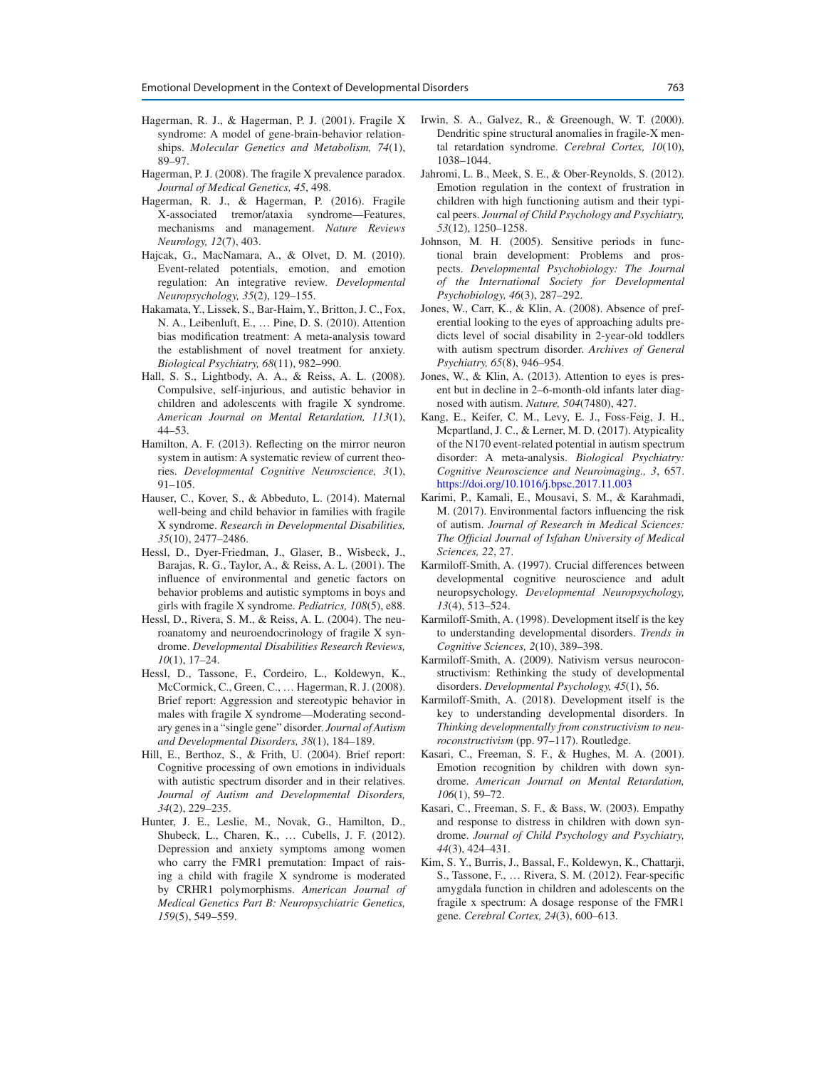Hagerman, R. J., & Hagerman, P. J. (2001). Fragile X syndrome: A model of gene-brain-behavior relationships. *Molecular Genetics and Metabolism, 74*(1), 89–97.

Hagerman, P. J. (2008). The fragile X prevalence paradox. *Journal of Medical Genetics, 45*, 498.

Hagerman, R. J., & Hagerman, P. (2016). Fragile X-associated tremor/ataxia syndrome—Features, mechanisms and management. *Nature Reviews Neurology, 12*(7), 403.

Hajcak, G., MacNamara, A., & Olvet, D. M. (2010). Event-related potentials, emotion, and emotion regulation: An integrative review. *Developmental Neuropsychology, 35*(2), 129–155.

Hakamata, Y., Lissek, S., Bar-Haim, Y., Britton, J. C., Fox, N. A., Leibenluft, E., … Pine, D. S. (2010). Attention bias modification treatment: A meta-analysis toward the establishment of novel treatment for anxiety. *Biological Psychiatry, 68*(11), 982–990.

Hall, S. S., Lightbody, A. A., & Reiss, A. L. (2008). Compulsive, self-injurious, and autistic behavior in children and adolescents with fragile X syndrome. *American Journal on Mental Retardation, 113*(1), 44–53.

Hamilton, A. F. (2013). Reflecting on the mirror neuron system in autism: A systematic review of current theories. *Developmental Cognitive Neuroscience, 3*(1), 91–105.

Hauser, C., Kover, S., & Abbeduto, L. (2014). Maternal well-being and child behavior in families with fragile X syndrome. *Research in Developmental Disabilities, 35*(10), 2477–2486.

Hessl, D., Dyer-Friedman, J., Glaser, B., Wisbeck, J., Barajas, R. G., Taylor, A., & Reiss, A. L. (2001). The influence of environmental and genetic factors on behavior problems and autistic symptoms in boys and girls with fragile X syndrome. *Pediatrics, 108*(5), e88.

Hessl, D., Rivera, S. M., & Reiss, A. L. (2004). The neuroanatomy and neuroendocrinology of fragile X syndrome. *Developmental Disabilities Research Reviews, 10*(1), 17–24.

Hessl, D., Tassone, F., Cordeiro, L., Koldewyn, K., McCormick, C., Green, C., … Hagerman, R. J. (2008). Brief report: Aggression and stereotypic behavior in males with fragile X syndrome—Moderating secondary genes in a "single gene" disorder. *Journal of Autism and Developmental Disorders, 38*(1), 184–189.

Hill, E., Berthoz, S., & Frith, U. (2004). Brief report: Cognitive processing of own emotions in individuals with autistic spectrum disorder and in their relatives. *Journal of Autism and Developmental Disorders, 34*(2), 229–235.

Hunter, J. E., Leslie, M., Novak, G., Hamilton, D., Shubeck, L., Charen, K., … Cubells, J. F. (2012). Depression and anxiety symptoms among women who carry the FMR1 premutation: Impact of raising a child with fragile X syndrome is moderated by CRHR1 polymorphisms. *American Journal of Medical Genetics Part B: Neuropsychiatric Genetics, 159*(5), 549–559.

Irwin, S. A., Galvez, R., & Greenough, W. T. (2000). Dendritic spine structural anomalies in fragile-X mental retardation syndrome. *Cerebral Cortex, 10*(10), 1038–1044.

Jahromi, L. B., Meek, S. E., & Ober-Reynolds, S. (2012). Emotion regulation in the context of frustration in children with high functioning autism and their typical peers. *Journal of Child Psychology and Psychiatry, 53*(12), 1250–1258.

Johnson, M. H. (2005). Sensitive periods in functional brain development: Problems and prospects. *Developmental Psychobiology: The Journal of the International Society for Developmental Psychobiology, 46*(3), 287–292.

Jones, W., Carr, K., & Klin, A. (2008). Absence of preferential looking to the eyes of approaching adults predicts level of social disability in 2-year-old toddlers with autism spectrum disorder. *Archives of General Psychiatry, 65*(8), 946–954.

Jones, W., & Klin, A. (2013). Attention to eyes is present but in decline in 2–6-month-old infants later diagnosed with autism. *Nature, 504*(7480), 427.

Kang, E., Keifer, C. M., Levy, E. J., Foss-Feig, J. H., Mcpartland, J. C., & Lerner, M. D. (2017). Atypicality of the N170 event-related potential in autism spectrum disorder: A meta-analysis. *Biological Psychiatry: Cognitive Neuroscience and Neuroimaging., 3*, 657. https://doi.org/10.1016/j.bpsc.2017.11.003

Karimi, P., Kamali, E., Mousavi, S. M., & Karahmadi, M. (2017). Environmental factors influencing the risk of autism. *Journal of Research in Medical Sciences: The Official Journal of Isfahan University of Medical Sciences, 22*, 27.

Karmiloff-Smith, A. (1997). Crucial differences between developmental cognitive neuroscience and adult neuropsychology. *Developmental Neuropsychology, 13*(4), 513–524.

Karmiloff-Smith, A. (1998). Development itself is the key to understanding developmental disorders. *Trends in Cognitive Sciences, 2*(10), 389–398.

Karmiloff-Smith, A. (2009). Nativism versus neuroconstructivism: Rethinking the study of developmental disorders. *Developmental Psychology, 45*(1), 56.

Karmiloff-Smith, A. (2018). Development itself is the key to understanding developmental disorders. In *Thinking developmentally from constructivism to neuroconstructivism* (pp. 97–117). Routledge.

Kasari, C., Freeman, S. F., & Hughes, M. A. (2001). Emotion recognition by children with down syndrome. *American Journal on Mental Retardation, 106*(1), 59–72.

Kasari, C., Freeman, S. F., & Bass, W. (2003). Empathy and response to distress in children with down syndrome. *Journal of Child Psychology and Psychiatry, 44*(3), 424–431.

Kim, S. Y., Burris, J., Bassal, F., Koldewyn, K., Chattarji, S., Tassone, F., … Rivera, S. M. (2012). Fear-specific amygdala function in children and adolescents on the fragile x spectrum: A dosage response of the FMR1 gene. *Cerebral Cortex, 24*(3), 600–613.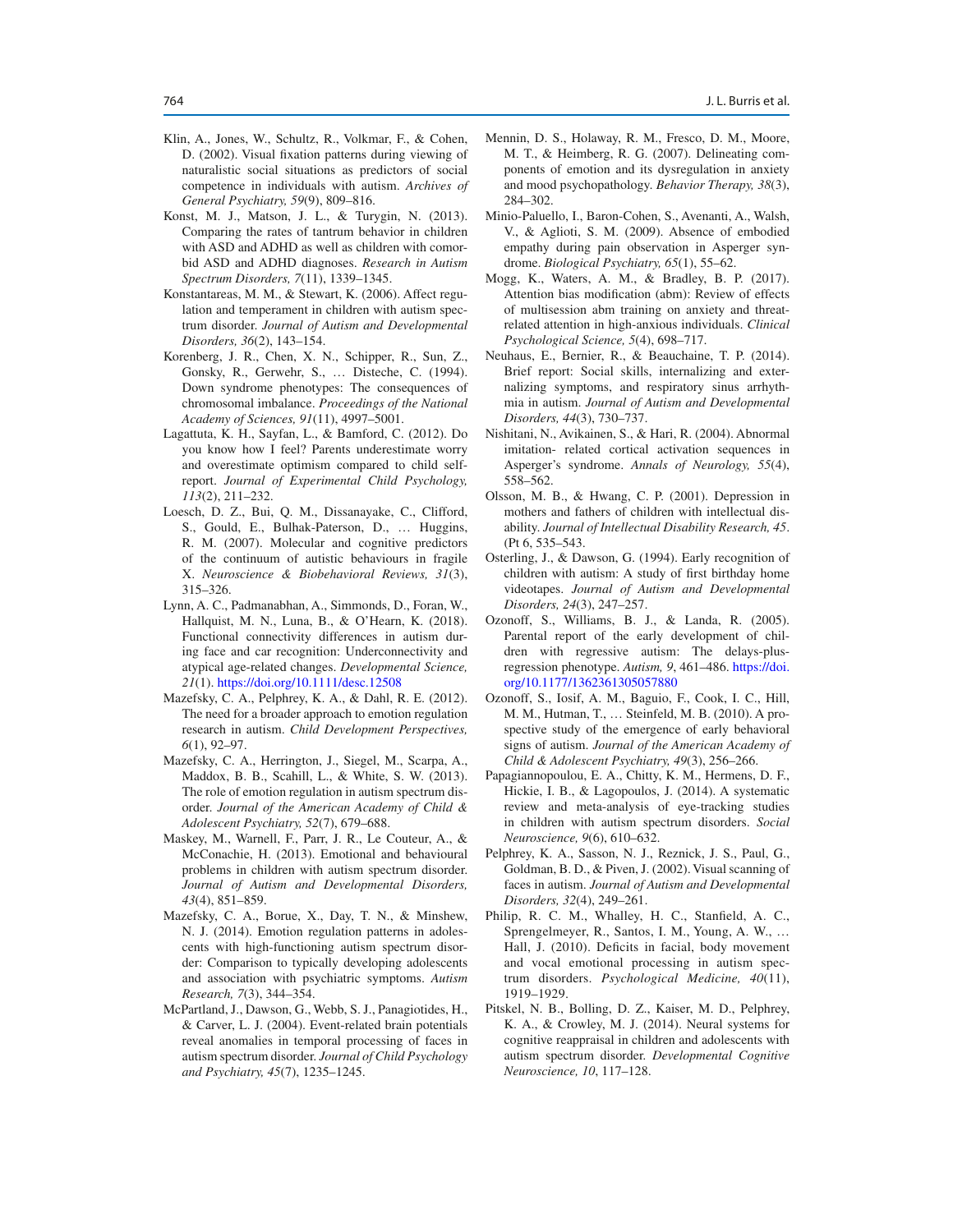Klin, A., Jones, W., Schultz, R., Volkmar, F., & Cohen, D. (2002). Visual fixation patterns during viewing of naturalistic social situations as predictors of social competence in individuals with autism. *Archives of General Psychiatry, 59*(9), 809–816.

Konst, M. J., Matson, J. L., & Turygin, N. (2013). Comparing the rates of tantrum behavior in children with ASD and ADHD as well as children with comorbid ASD and ADHD diagnoses. *Research in Autism Spectrum Disorders, 7*(11), 1339–1345.

Konstantareas, M. M., & Stewart, K. (2006). Affect regulation and temperament in children with autism spectrum disorder. *Journal of Autism and Developmental Disorders, 36*(2), 143–154.

Korenberg, J. R., Chen, X. N., Schipper, R., Sun, Z., Gonsky, R., Gerwehr, S., … Disteche, C. (1994). Down syndrome phenotypes: The consequences of chromosomal imbalance. *Proceedings of the National Academy of Sciences, 91*(11), 4997–5001.

Lagattuta, K. H., Sayfan, L., & Bamford, C. (2012). Do you know how I feel? Parents underestimate worry and overestimate optimism compared to child self-report. *Journal of Experimental Child Psychology, 113*(2), 211–232.

Loesch, D. Z., Bui, Q. M., Dissanayake, C., Clifford, S., Gould, E., Bulhak-Paterson, D., … Huggins, R. M. (2007). Molecular and cognitive predictors of the continuum of autistic behaviours in fragile X. *Neuroscience & Biobehavioral Reviews, 31*(3), 315–326.

Lynn, A. C., Padmanabhan, A., Simmonds, D., Foran, W., Hallquist, M. N., Luna, B., & O'Hearn, K. (2018). Functional connectivity differences in autism during face and car recognition: Underconnectivity and atypical age-related changes. *Developmental Science, 21*(1). https://doi.org/10.1111/desc.12508

Mazefsky, C. A., Pelphrey, K. A., & Dahl, R. E. (2012). The need for a broader approach to emotion regulation research in autism. *Child Development Perspectives, 6*(1), 92–97.

Mazefsky, C. A., Herrington, J., Siegel, M., Scarpa, A., Maddox, B. B., Scahill, L., & White, S. W. (2013). The role of emotion regulation in autism spectrum disorder. *Journal of the American Academy of Child & Adolescent Psychiatry, 52*(7), 679–688.

Maskey, M., Warnell, F., Parr, J. R., Le Couteur, A., & McConachie, H. (2013). Emotional and behavioural problems in children with autism spectrum disorder. *Journal of Autism and Developmental Disorders, 43*(4), 851–859.

Mazefsky, C. A., Borue, X., Day, T. N., & Minshew, N. J. (2014). Emotion regulation patterns in adolescents with high-functioning autism spectrum disorder: Comparison to typically developing adolescents and association with psychiatric symptoms. *Autism Research, 7*(3), 344–354.

McPartland, J., Dawson, G., Webb, S. J., Panagiotides, H., & Carver, L. J. (2004). Event-related brain potentials reveal anomalies in temporal processing of faces in autism spectrum disorder. *Journal of Child Psychology and Psychiatry, 45*(7), 1235–1245.

Mennin, D. S., Holaway, R. M., Fresco, D. M., Moore, M. T., & Heimberg, R. G. (2007). Delineating components of emotion and its dysregulation in anxiety and mood psychopathology. *Behavior Therapy, 38*(3), 284–302.

Minio-Paluello, I., Baron-Cohen, S., Avenanti, A., Walsh, V., & Aglioti, S. M. (2009). Absence of embodied empathy during pain observation in Asperger syndrome. *Biological Psychiatry, 65*(1), 55–62.

Mogg, K., Waters, A. M., & Bradley, B. P. (2017). Attention bias modification (abm): Review of effects of multisession abm training on anxiety and threat-related attention in high-anxious individuals. *Clinical Psychological Science, 5*(4), 698–717.

Neuhaus, E., Bernier, R., & Beauchaine, T. P. (2014). Brief report: Social skills, internalizing and externalizing symptoms, and respiratory sinus arrhythmia in autism. *Journal of Autism and Developmental Disorders, 44*(3), 730–737.

Nishitani, N., Avikainen, S., & Hari, R. (2004). Abnormal imitation- related cortical activation sequences in Asperger's syndrome. *Annals of Neurology, 55*(4), 558–562.

Olsson, M. B., & Hwang, C. P. (2001). Depression in mothers and fathers of children with intellectual disability. *Journal of Intellectual Disability Research, 45*. (Pt 6, 535–543.

Osterling, J., & Dawson, G. (1994). Early recognition of children with autism: A study of first birthday home videotapes. *Journal of Autism and Developmental Disorders, 24*(3), 247–257.

Ozonoff, S., Williams, B. J., & Landa, R. (2005). Parental report of the early development of children with regressive autism: The delays-plus-regression phenotype. *Autism, 9*, 461–486. https://doi.org/10.1177/1362361305057880

Ozonoff, S., Iosif, A. M., Baguio, F., Cook, I. C., Hill, M. M., Hutman, T., … Steinfeld, M. B. (2010). A prospective study of the emergence of early behavioral signs of autism. *Journal of the American Academy of Child & Adolescent Psychiatry, 49*(3), 256–266.

Papagiannopoulou, E. A., Chitty, K. M., Hermens, D. F., Hickie, I. B., & Lagopoulos, J. (2014). A systematic review and meta-analysis of eye-tracking studies in children with autism spectrum disorders. *Social Neuroscience, 9*(6), 610–632.

Pelphrey, K. A., Sasson, N. J., Reznick, J. S., Paul, G., Goldman, B. D., & Piven, J. (2002). Visual scanning of faces in autism. *Journal of Autism and Developmental Disorders, 32*(4), 249–261.

Philip, R. C. M., Whalley, H. C., Stanfield, A. C., Sprengelmeyer, R., Santos, I. M., Young, A. W., … Hall, J. (2010). Deficits in facial, body movement and vocal emotional processing in autism spectrum disorders. *Psychological Medicine, 40*(11), 1919–1929.

Pitskel, N. B., Bolling, D. Z., Kaiser, M. D., Pelphrey, K. A., & Crowley, M. J. (2014). Neural systems for cognitive reappraisal in children and adolescents with autism spectrum disorder. *Developmental Cognitive Neuroscience, 10*, 117–128.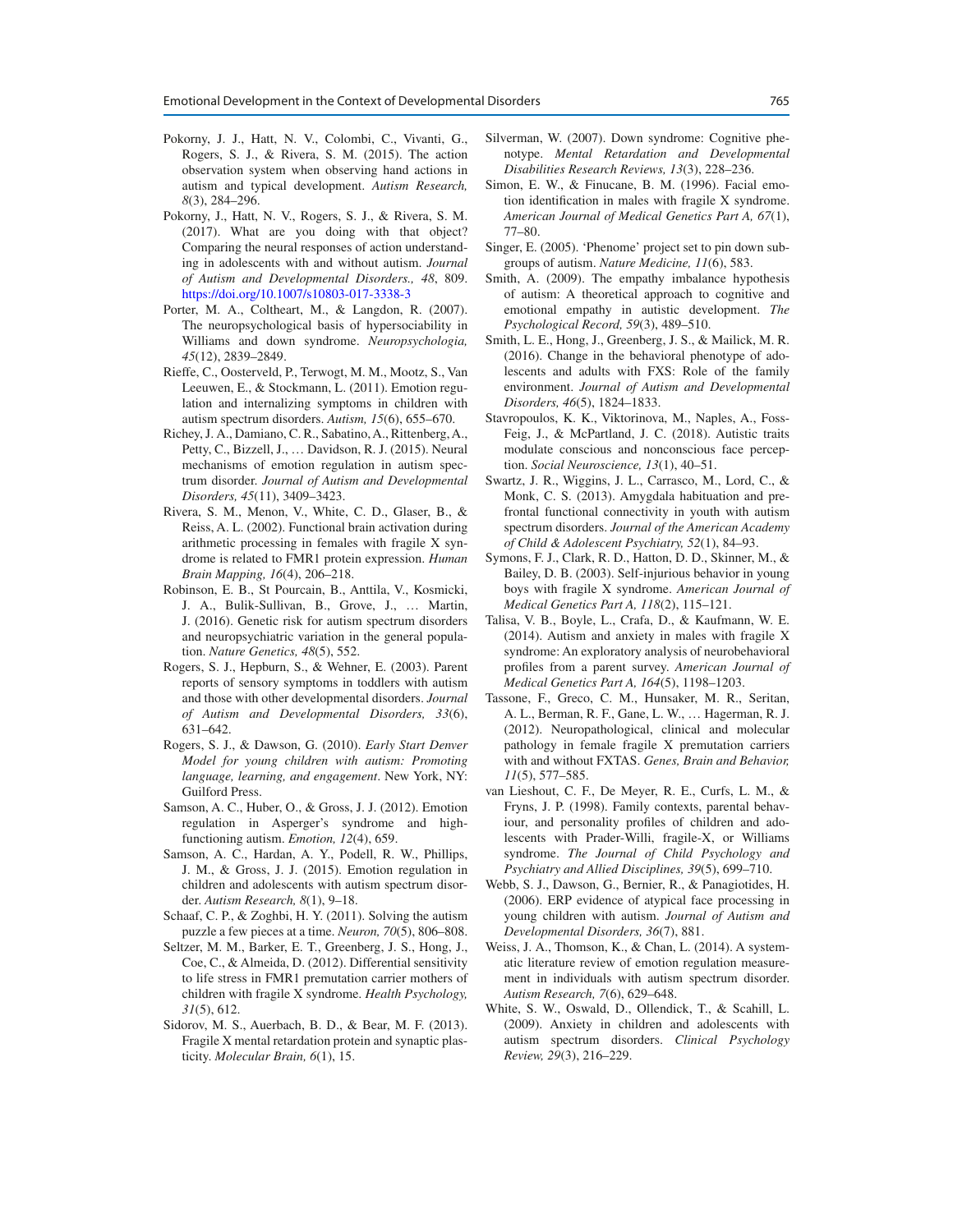Pokorny, J. J., Hatt, N. V., Colombi, C., Vivanti, G., Rogers, S. J., & Rivera, S. M. (2015). The action observation system when observing hand actions in autism and typical development. *Autism Research, 8*(3), 284–296.

Pokorny, J., Hatt, N. V., Rogers, S. J., & Rivera, S. M. (2017). What are you doing with that object? Comparing the neural responses of action understanding in adolescents with and without autism. *Journal of Autism and Developmental Disorders., 48*, 809. https://doi.org/10.1007/s10803-017-3338-3

Porter, M. A., Coltheart, M., & Langdon, R. (2007). The neuropsychological basis of hypersociability in Williams and down syndrome. *Neuropsychologia, 45*(12), 2839–2849.

Rieffe, C., Oosterveld, P., Terwogt, M. M., Mootz, S., Van Leeuwen, E., & Stockmann, L. (2011). Emotion regulation and internalizing symptoms in children with autism spectrum disorders. *Autism, 15*(6), 655–670.

Richey, J. A., Damiano, C. R., Sabatino, A., Rittenberg, A., Petty, C., Bizzell, J., … Davidson, R. J. (2015). Neural mechanisms of emotion regulation in autism spectrum disorder. *Journal of Autism and Developmental Disorders, 45*(11), 3409–3423.

Rivera, S. M., Menon, V., White, C. D., Glaser, B., & Reiss, A. L. (2002). Functional brain activation during arithmetic processing in females with fragile X syndrome is related to FMR1 protein expression. *Human Brain Mapping, 16*(4), 206–218.

Robinson, E. B., St Pourcain, B., Anttila, V., Kosmicki, J. A., Bulik-Sullivan, B., Grove, J., … Martin, J. (2016). Genetic risk for autism spectrum disorders and neuropsychiatric variation in the general population. *Nature Genetics, 48*(5), 552.

Rogers, S. J., Hepburn, S., & Wehner, E. (2003). Parent reports of sensory symptoms in toddlers with autism and those with other developmental disorders. *Journal of Autism and Developmental Disorders, 33*(6), 631–642.

Rogers, S. J., & Dawson, G. (2010). *Early Start Denver Model for young children with autism: Promoting language, learning, and engagement*. New York, NY: Guilford Press.

Samson, A. C., Huber, O., & Gross, J. J. (2012). Emotion regulation in Asperger's syndrome and high-functioning autism. *Emotion, 12*(4), 659.

Samson, A. C., Hardan, A. Y., Podell, R. W., Phillips, J. M., & Gross, J. J. (2015). Emotion regulation in children and adolescents with autism spectrum disorder. *Autism Research, 8*(1), 9–18.

Schaaf, C. P., & Zoghbi, H. Y. (2011). Solving the autism puzzle a few pieces at a time. *Neuron, 70*(5), 806–808.

Seltzer, M. M., Barker, E. T., Greenberg, J. S., Hong, J., Coe, C., & Almeida, D. (2012). Differential sensitivity to life stress in FMR1 premutation carrier mothers of children with fragile X syndrome. *Health Psychology, 31*(5), 612.

Sidorov, M. S., Auerbach, B. D., & Bear, M. F. (2013). Fragile X mental retardation protein and synaptic plasticity. *Molecular Brain, 6*(1), 15.

Silverman, W. (2007). Down syndrome: Cognitive phenotype. *Mental Retardation and Developmental Disabilities Research Reviews, 13*(3), 228–236.

Simon, E. W., & Finucane, B. M. (1996). Facial emotion identification in males with fragile X syndrome. *American Journal of Medical Genetics Part A, 67*(1), 77–80.

Singer, E. (2005). 'Phenome' project set to pin down subgroups of autism. *Nature Medicine, 11*(6), 583.

Smith, A. (2009). The empathy imbalance hypothesis of autism: A theoretical approach to cognitive and emotional empathy in autistic development. *The Psychological Record, 59*(3), 489–510.

Smith, L. E., Hong, J., Greenberg, J. S., & Mailick, M. R. (2016). Change in the behavioral phenotype of adolescents and adults with FXS: Role of the family environment. *Journal of Autism and Developmental Disorders, 46*(5), 1824–1833.

Stavropoulos, K. K., Viktorinova, M., Naples, A., Foss-Feig, J., & McPartland, J. C. (2018). Autistic traits modulate conscious and nonconscious face perception. *Social Neuroscience, 13*(1), 40–51.

Swartz, J. R., Wiggins, J. L., Carrasco, M., Lord, C., & Monk, C. S. (2013). Amygdala habituation and prefrontal functional connectivity in youth with autism spectrum disorders. *Journal of the American Academy of Child & Adolescent Psychiatry, 52*(1), 84–93.

Symons, F. J., Clark, R. D., Hatton, D. D., Skinner, M., & Bailey, D. B. (2003). Self-injurious behavior in young boys with fragile X syndrome. *American Journal of Medical Genetics Part A, 118*(2), 115–121.

Talisa, V. B., Boyle, L., Crafa, D., & Kaufmann, W. E. (2014). Autism and anxiety in males with fragile X syndrome: An exploratory analysis of neurobehavioral profiles from a parent survey. *American Journal of Medical Genetics Part A, 164*(5), 1198–1203.

Tassone, F., Greco, C. M., Hunsaker, M. R., Seritan, A. L., Berman, R. F., Gane, L. W., … Hagerman, R. J. (2012). Neuropathological, clinical and molecular pathology in female fragile X premutation carriers with and without FXTAS. *Genes, Brain and Behavior, 11*(5), 577–585.

van Lieshout, C. F., De Meyer, R. E., Curfs, L. M., & Fryns, J. P. (1998). Family contexts, parental behaviour, and personality profiles of children and adolescents with Prader-Willi, fragile-X, or Williams syndrome. *The Journal of Child Psychology and Psychiatry and Allied Disciplines, 39*(5), 699–710.

Webb, S. J., Dawson, G., Bernier, R., & Panagiotides, H. (2006). ERP evidence of atypical face processing in young children with autism. *Journal of Autism and Developmental Disorders, 36*(7), 881.

Weiss, J. A., Thomson, K., & Chan, L. (2014). A systematic literature review of emotion regulation measurement in individuals with autism spectrum disorder. *Autism Research, 7*(6), 629–648.

White, S. W., Oswald, D., Ollendick, T., & Scahill, L. (2009). Anxiety in children and adolescents with autism spectrum disorders. *Clinical Psychology Review, 29*(3), 216–229.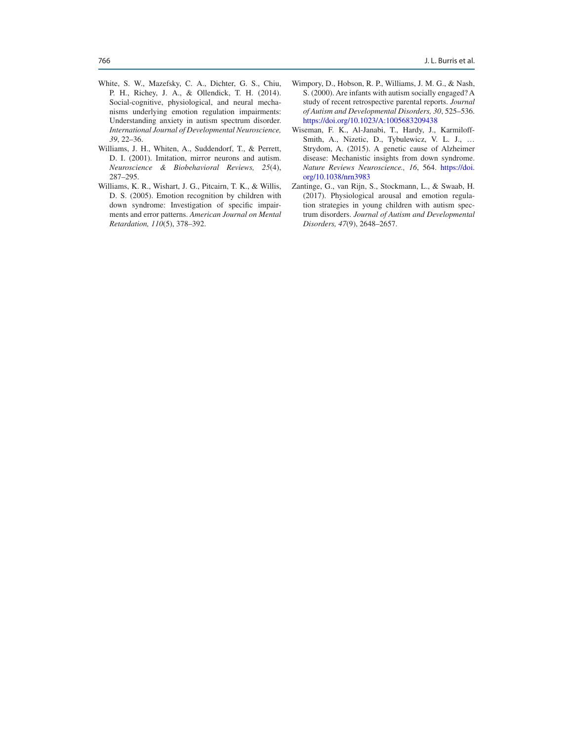White, S. W., Mazefsky, C. A., Dichter, G. S., Chiu, P. H., Richey, J. A., & Ollendick, T. H. (2014). Social-cognitive, physiological, and neural mechanisms underlying emotion regulation impairments: Understanding anxiety in autism spectrum disorder. *International Journal of Developmental Neuroscience, 39*, 22–36.

Williams, J. H., Whiten, A., Suddendorf, T., & Perrett, D. I. (2001). Imitation, mirror neurons and autism. *Neuroscience & Biobehavioral Reviews, 25*(4), 287–295.

Williams, K. R., Wishart, J. G., Pitcairn, T. K., & Willis, D. S. (2005). Emotion recognition by children with down syndrome: Investigation of specific impairments and error patterns. *American Journal on Mental Retardation, 110*(5), 378–392.

Wimpory, D., Hobson, R. P., Williams, J. M. G., & Nash, S. (2000). Are infants with autism socially engaged? A study of recent retrospective parental reports. *Journal of Autism and Developmental Disorders, 30*, 525–536. https://doi.org/10.1023/A:1005683209438

Wiseman, F. K., Al-Janabi, T., Hardy, J., Karmiloff-Smith, A., Nizetic, D., Tybulewicz, V. L. J., … Strydom, A. (2015). A genetic cause of Alzheimer disease: Mechanistic insights from down syndrome. *Nature Reviews Neuroscience., 16*, 564. https://doi.org/10.1038/nrn3983

Zantinge, G., van Rijn, S., Stockmann, L., & Swaab, H. (2017). Physiological arousal and emotion regulation strategies in young children with autism spectrum disorders. *Journal of Autism and Developmental Disorders, 47*(9), 2648–2657.